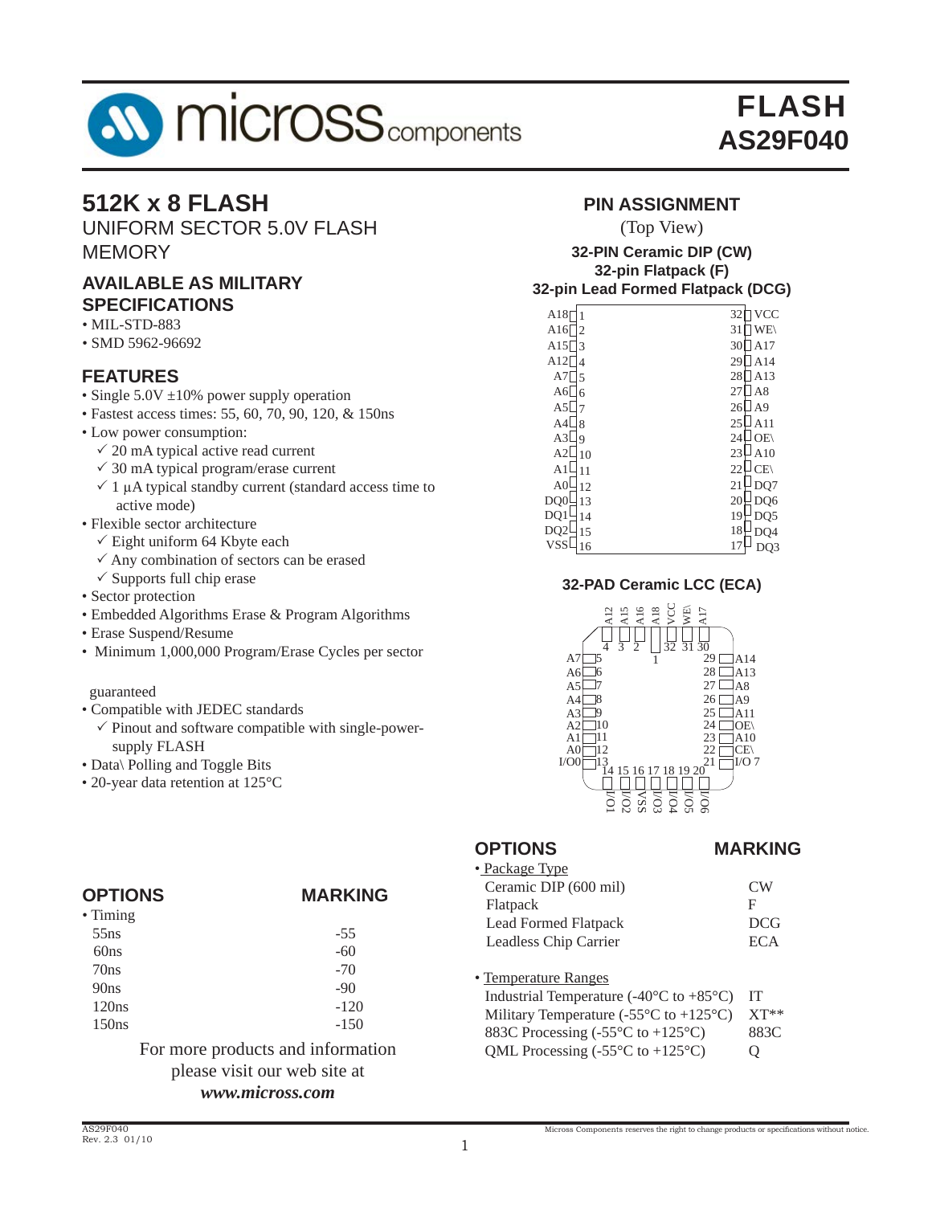# FLASH
# AS29F040

## 512K x 8 FLASH

UNIFORM SECTOR 5.0V FLASH MEMORY

### AVAILABLE AS MILITARY SPECIFICATIONS

- MIL-STD-883
- SMD 5962-96692

### FEATURES

- Single 5.0V ±10% power supply operation
- Fastest access times: 55, 60, 70, 90, 120, & 150ns
- Low power consumption:
  - ✓ 20 mA typical active read current
  - ✓ 30 mA typical program/erase current
  - ✓ 1 µA typical standby current (standard access time to active mode)
- Flexible sector architecture
  - ✓ Eight uniform 64 Kbyte each
  - ✓ Any combination of sectors can be erased
  - ✓ Supports full chip erase
- Sector protection
- Embedded Algorithms Erase & Program Algorithms
- Erase Suspend/Resume
- Minimum 1,000,000 Program/Erase Cycles per sector guaranteed
- Compatible with JEDEC standards
  - ✓ Pinout and software compatible with single-power-supply FLASH
- Data\ Polling and Toggle Bits
- 20-year data retention at 125°C

### PIN ASSIGNMENT

(Top View)

**32-PIN Ceramic DIP (CW)**
**32-pin Flatpack (F)**
**32-pin Lead Formed Flatpack (DCG)**

| Pin | Name | Pin | Name |
|---|---|---|---|
| 1 | A18 | 32 | VCC |
| 2 | A16 | 31 | WE\ |
| 3 | A15 | 30 | A17 |
| 4 | A12 | 29 | A14 |
| 5 | A7 | 28 | A13 |
| 6 | A6 | 27 | A8 |
| 7 | A5 | 26 | A9 |
| 8 | A4 | 25 | A11 |
| 9 | A3 | 24 | OE\ |
| 10 | A2 | 23 | A10 |
| 11 | A1 | 22 | CE\ |
| 12 | A0 | 21 | DQ7 |
| 13 | DQ0 | 20 | DQ6 |
| 14 | DQ1 | 19 | DQ5 |
| 15 | DQ2 | 18 | DQ4 |
| 16 | VSS | 17 | DQ3 |

**32-PAD Ceramic LCC (ECA)**

| Pin | Name | Pin | Name |
|---|---|---|---|
| 1 | A18 | 17 | I/O3 |
| 2 | A16 | 18 | I/O4 |
| 3 | A15 | 19 | I/O5 |
| 4 | A12 | 20 | I/O6 |
| 5 | A7 | 21 | I/O 7 |
| 6 | A6 | 22 | CE\ |
| 7 | A5 | 23 | A10 |
| 8 | A4 | 24 | OE\ |
| 9 | A3 | 25 | A11 |
| 10 | A2 | 26 | A9 |
| 11 | A1 | 27 | A8 |
| 12 | A0 | 28 | A13 |
| 13 | I/O0 | 29 | A14 |
| 14 | I/O1 | 30 | A17 |
| 15 | I/O2 | 31 | WE\ |
| 16 | VSS | 32 | VCC |

### OPTIONS / MARKING

| OPTIONS | MARKING |
|---|---|
| • Timing | |
| 55ns | -55 |
| 60ns | -60 |
| 70ns | -70 |
| 90ns | -90 |
| 120ns | -120 |
| 150ns | -150 |

| OPTIONS | MARKING |
|---|---|
| • Package Type | |
| Ceramic DIP (600 mil) | CW |
| Flatpack | F |
| Lead Formed Flatpack | DCG |
| Leadless Chip Carrier | ECA |
| • Temperature Ranges | |
| Industrial Temperature (-40°C to +85°C) | IT |
| Military Temperature (-55°C to +125°C) | XT** |
| 883C Processing (-55°C to +125°C) | 883C |
| QML Processing (-55°C to +125°C) | Q |

For more products and information please visit our web site at ***www.micross.com***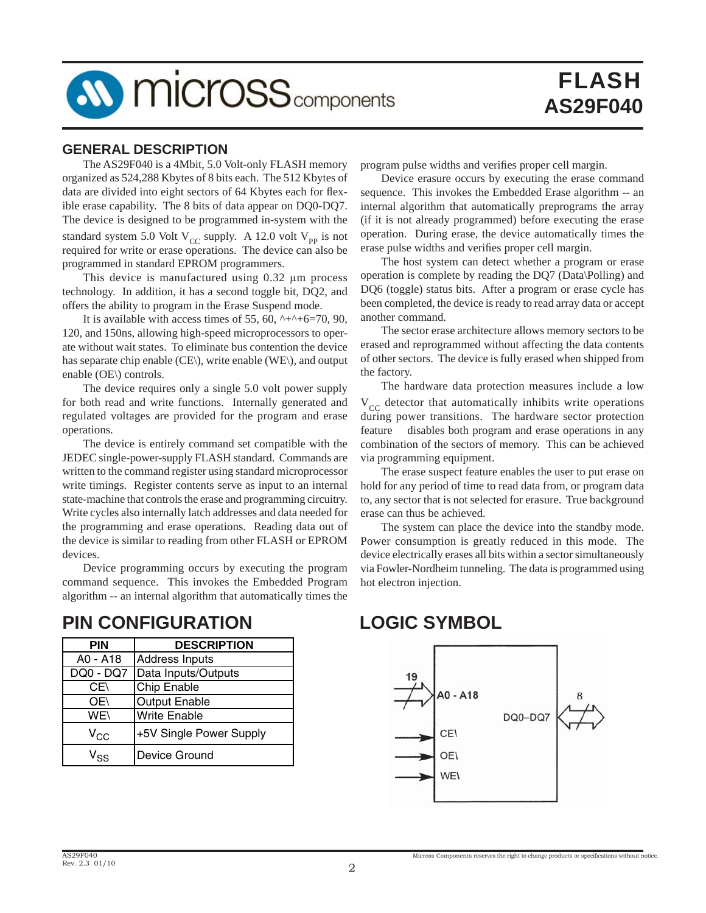## GENERAL DESCRIPTION

The AS29F040 is a 4Mbit, 5.0 Volt-only FLASH memory organized as 524,288 Kbytes of 8 bits each. The 512 Kbytes of data are divided into eight sectors of 64 Kbytes each for flexible erase capability. The 8 bits of data appear on DQ0-DQ7. The device is designed to be programmed in-system with the standard system 5.0 Volt $V_{CC}$ supply. A 12.0 volt $V_{PP}$ is not required for write or erase operations. The device can also be programmed in standard EPROM programmers.

This device is manufactured using 0.32 µm process technology. In addition, it has a second toggle bit, DQ2, and offers the ability to program in the Erase Suspend mode.

It is available with access times of 55, 60, ^+^+6=70, 90, 120, and 150ns, allowing high-speed microprocessors to operate without wait states. To eliminate bus contention the device has separate chip enable (CE\), write enable (WE\), and output enable (OE\) controls.

The device requires only a single 5.0 volt power supply for both read and write functions. Internally generated and regulated voltages are provided for the program and erase operations.

The device is entirely command set compatible with the JEDEC single-power-supply FLASH standard. Commands are written to the command register using standard microprocessor write timings. Register contents serve as input to an internal state-machine that controls the erase and programming circuitry. Write cycles also internally latch addresses and data needed for the programming and erase operations. Reading data out of the device is similar to reading from other FLASH or EPROM devices.

Device programming occurs by executing the program command sequence. This invokes the Embedded Program algorithm -- an internal algorithm that automatically times the program pulse widths and verifies proper cell margin.

Device erasure occurs by executing the erase command sequence. This invokes the Embedded Erase algorithm -- an internal algorithm that automatically preprograms the array (if it is not already programmed) before executing the erase operation. During erase, the device automatically times the erase pulse widths and verifies proper cell margin.

The host system can detect whether a program or erase operation is complete by reading the DQ7 (Data\Polling) and DQ6 (toggle) status bits. After a program or erase cycle has been completed, the device is ready to read array data or accept another command.

The sector erase architecture allows memory sectors to be erased and reprogrammed without affecting the data contents of other sectors. The device is fully erased when shipped from the factory.

The hardware data protection measures include a low $V_{CC}$ detector that automatically inhibits write operations during power transitions. The hardware sector protection feature disables both program and erase operations in any combination of the sectors of memory. This can be achieved via programming equipment.

The erase suspect feature enables the user to put erase on hold for any period of time to read data from, or program data to, any sector that is not selected for erasure. True background erase can thus be achieved.

The system can place the device into the standby mode. Power consumption is greatly reduced in this mode. The device electrically erases all bits within a sector simultaneously via Fowler-Nordheim tunneling. The data is programmed using hot electron injection.

## PIN CONFIGURATION

| PIN | DESCRIPTION |
|---|---|
| A0 - A18 | Address Inputs |
| DQ0 - DQ7 | Data Inputs/Outputs |
| CE\ | Chip Enable |
| OE\ | Output Enable |
| WE\ | Write Enable |
| $V_{CC}$ | +5V Single Power Supply |
| $V_{SS}$ | Device Ground |

## LOGIC SYMBOL

19 — A0 - A18

CE\

OE\

WE\

DQ0–DQ7 — 8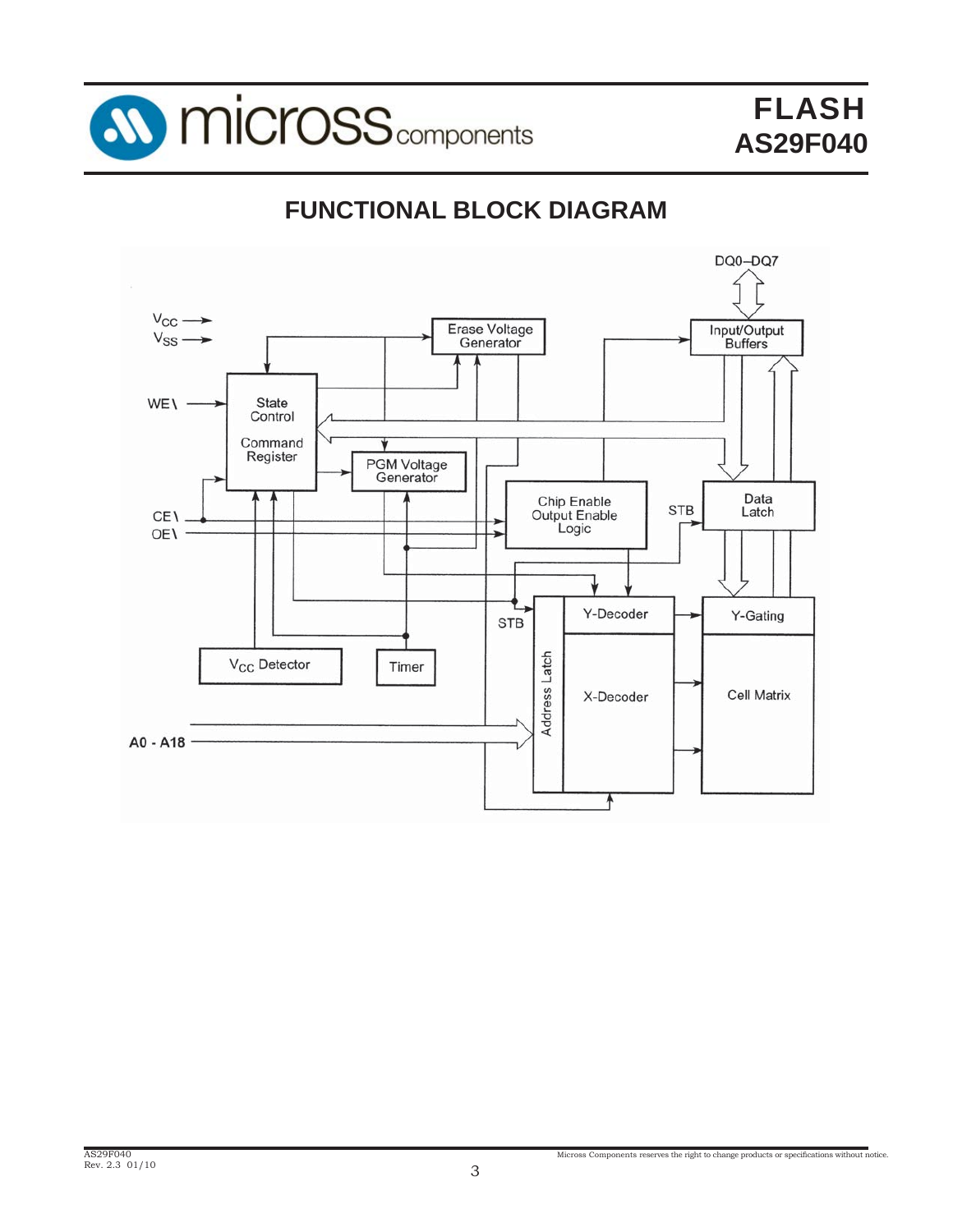## FUNCTIONAL BLOCK DIAGRAM

DQ0–DQ7

$V_{CC}$

$V_{SS}$

Erase Voltage Generator

Input/Output Buffers

WE\

State Control

Command Register

PGM Voltage Generator

Chip Enable Output Enable Logic

STB

Data Latch

CE\

OE\

STB

Y-Decoder

Y-Gating

$V_{CC}$ Detector

Timer

Address Latch

X-Decoder

Cell Matrix

A0 - A18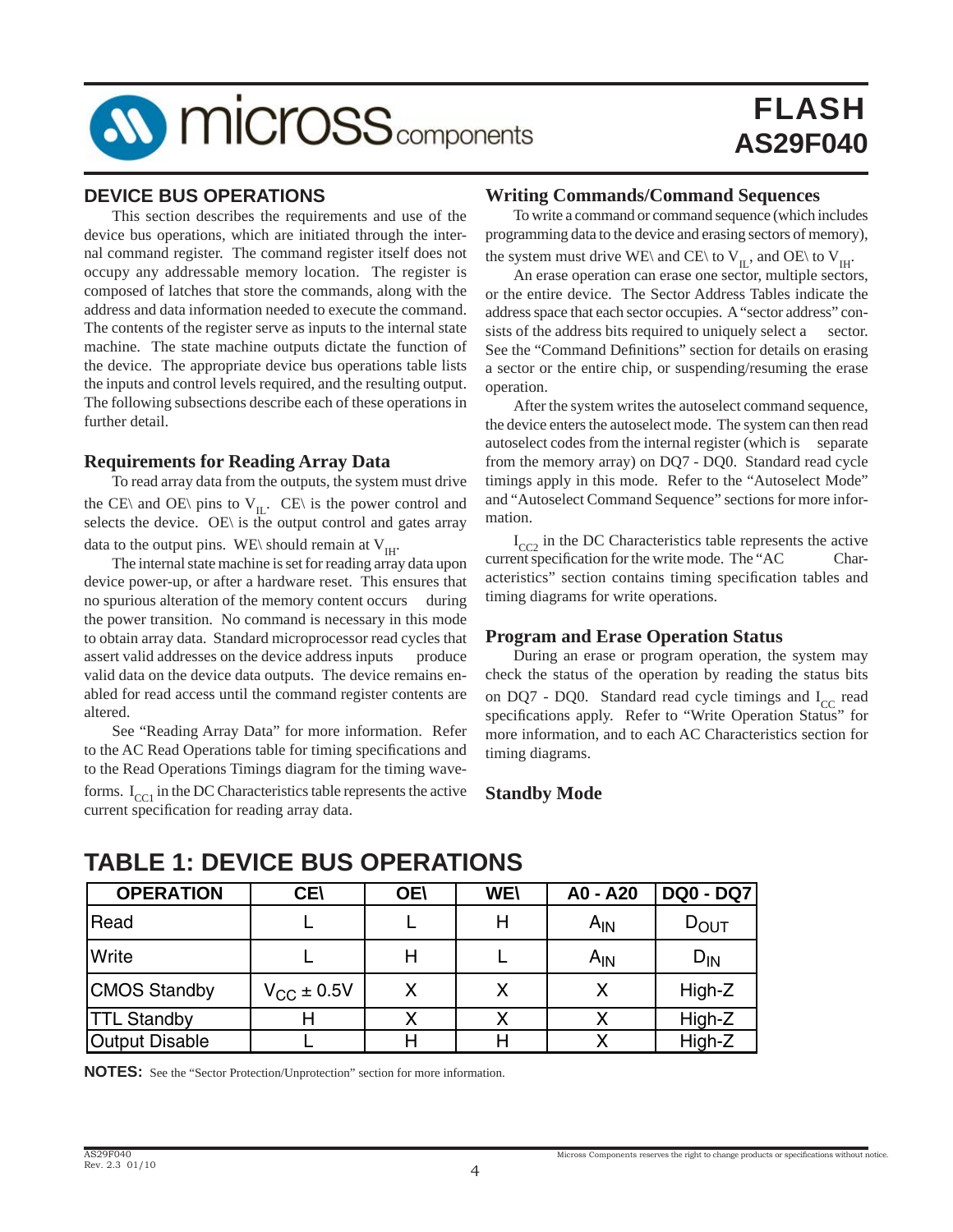## DEVICE BUS OPERATIONS

This section describes the requirements and use of the device bus operations, which are initiated through the internal command register. The command register itself does not occupy any addressable memory location. The register is composed of latches that store the commands, along with the address and data information needed to execute the command. The contents of the register serve as inputs to the internal state machine. The state machine outputs dictate the function of the device. The appropriate device bus operations table lists the inputs and control levels required, and the resulting output. The following subsections describe each of these operations in further detail.

### Requirements for Reading Array Data

To read array data from the outputs, the system must drive the CE\ and OE\ pins to $V_{IL}$. CE\ is the power control and selects the device. OE\ is the output control and gates array data to the output pins. WE\ should remain at $V_{IH}$.

The internal state machine is set for reading array data upon device power-up, or after a hardware reset. This ensures that no spurious alteration of the memory content occurs during the power transition. No command is necessary in this mode to obtain array data. Standard microprocessor read cycles that assert valid addresses on the device address inputs produce valid data on the device data outputs. The device remains enabled for read access until the command register contents are altered.

See "Reading Array Data" for more information. Refer to the AC Read Operations table for timing specifications and to the Read Operations Timings diagram for the timing waveforms. $I_{CC1}$ in the DC Characteristics table represents the active current specification for reading array data.

### Writing Commands/Command Sequences

To write a command or command sequence (which includes programming data to the device and erasing sectors of memory), the system must drive WE\ and CE\ to $V_{IL}$, and OE\ to $V_{IH}$.

An erase operation can erase one sector, multiple sectors, or the entire device. The Sector Address Tables indicate the address space that each sector occupies. A "sector address" consists of the address bits required to uniquely select a sector. See the "Command Definitions" section for details on erasing a sector or the entire chip, or suspending/resuming the erase operation.

After the system writes the autoselect command sequence, the device enters the autoselect mode. The system can then read autoselect codes from the internal register (which is separate from the memory array) on DQ7 - DQ0. Standard read cycle timings apply in this mode. Refer to the "Autoselect Mode" and "Autoselect Command Sequence" sections for more information.

$I_{CC2}$ in the DC Characteristics table represents the active current specification for the write mode. The "AC Characteristics" section contains timing specification tables and timing diagrams for write operations.

### Program and Erase Operation Status

During an erase or program operation, the system may check the status of the operation by reading the status bits on DQ7 - DQ0. Standard read cycle timings and $I_{CC}$ read specifications apply. Refer to "Write Operation Status" for more information, and to each AC Characteristics section for timing diagrams.

### Standby Mode

## TABLE 1: DEVICE BUS OPERATIONS

| OPERATION | CE\ | OE\ | WE\ | A0 - A20 | DQ0 - DQ7 |
|---|---|---|---|---|---|
| Read | L | L | H | $A_{IN}$ | $D_{OUT}$ |
| Write | L | H | L | $A_{IN}$ | $D_{IN}$ |
| CMOS Standby | $V_{CC} \pm 0.5V$ | X | X | X | High-Z |
| TTL Standby | H | X | X | X | High-Z |
| Output Disable | L | H | H | X | High-Z |

**NOTES:** See the "Sector Protection/Unprotection" section for more information.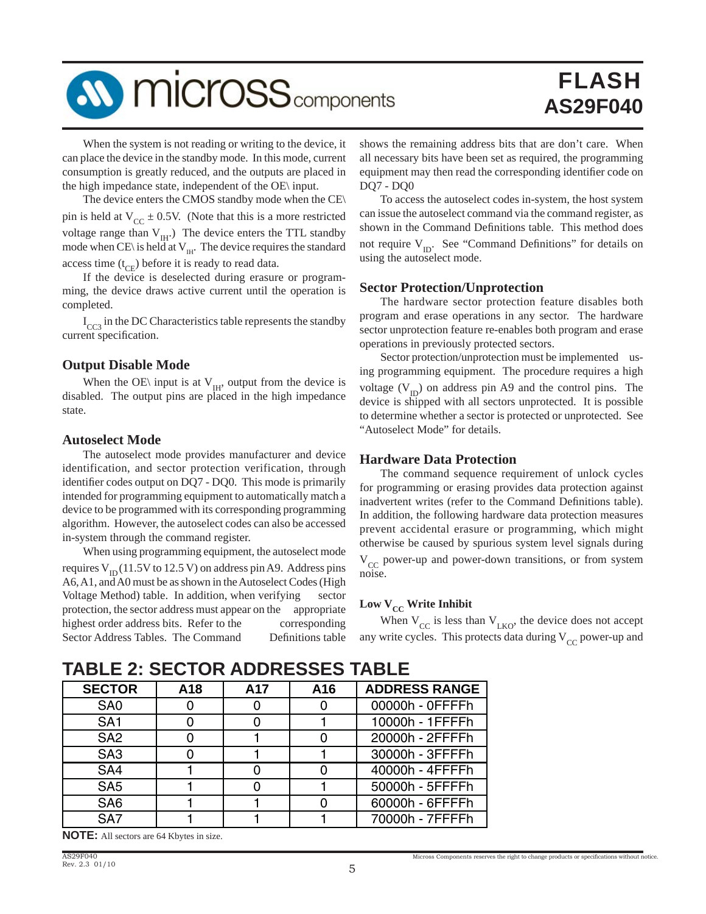When the system is not reading or writing to the device, it can place the device in the standby mode. In this mode, current consumption is greatly reduced, and the outputs are placed in the high impedance state, independent of the OE\ input.

The device enters the CMOS standby mode when the CE\ pin is held at $V_{CC} \pm 0.5V$. (Note that this is a more restricted voltage range than $V_{IH}$.) The device enters the TTL standby mode when CE\ is held at $V_{IH}$. The device requires the standard access time ($t_{CE}$) before it is ready to read data.

If the device is deselected during erasure or programming, the device draws active current until the operation is completed.

$I_{CC3}$ in the DC Characteristics table represents the standby current specification.

## Output Disable Mode

When the OE\ input is at $V_{IH}$, output from the device is disabled. The output pins are placed in the high impedance state.

## Autoselect Mode

The autoselect mode provides manufacturer and device identification, and sector protection verification, through identifier codes output on DQ7 - DQ0. This mode is primarily intended for programming equipment to automatically match a device to be programmed with its corresponding programming algorithm. However, the autoselect codes can also be accessed in-system through the command register.

When using programming equipment, the autoselect mode requires $V_{ID}$ (11.5V to 12.5 V) on address pin A9. Address pins A6, A1, and A0 must be as shown in the Autoselect Codes (High Voltage Method) table. In addition, when verifying sector protection, the sector address must appear on the appropriate highest order address bits. Refer to the corresponding Sector Address Tables. The Command Definitions table shows the remaining address bits that are don't care. When all necessary bits have been set as required, the programming equipment may then read the corresponding identifier code on DQ7 - DQ0

To access the autoselect codes in-system, the host system can issue the autoselect command via the command register, as shown in the Command Definitions table. This method does not require $V_{ID}$. See "Command Definitions" for details on using the autoselect mode.

## Sector Protection/Unprotection

The hardware sector protection feature disables both program and erase operations in any sector. The hardware sector unprotection feature re-enables both program and erase operations in previously protected sectors.

Sector protection/unprotection must be implemented using programming equipment. The procedure requires a high voltage ($V_{ID}$) on address pin A9 and the control pins. The device is shipped with all sectors unprotected. It is possible to determine whether a sector is protected or unprotected. See "Autoselect Mode" for details.

## Hardware Data Protection

The command sequence requirement of unlock cycles for programming or erasing provides data protection against inadvertent writes (refer to the Command Definitions table). In addition, the following hardware data protection measures prevent accidental erasure or programming, which might otherwise be caused by spurious system level signals during $V_{CC}$ power-up and power-down transitions, or from system noise.

### Low $V_{CC}$ Write Inhibit

When $V_{CC}$ is less than $V_{LKO}$, the device does not accept any write cycles. This protects data during $V_{CC}$ power-up and

## TABLE 2: SECTOR ADDRESSES TABLE

| SECTOR | A18 | A17 | A16 | ADDRESS RANGE |
|---|---|---|---|---|
| SA0 | 0 | 0 | 0 | 00000h - 0FFFFh |
| SA1 | 0 | 0 | 1 | 10000h - 1FFFFh |
| SA2 | 0 | 1 | 0 | 20000h - 2FFFFh |
| SA3 | 0 | 1 | 1 | 30000h - 3FFFFh |
| SA4 | 1 | 0 | 0 | 40000h - 4FFFFh |
| SA5 | 1 | 0 | 1 | 50000h - 5FFFFh |
| SA6 | 1 | 1 | 0 | 60000h - 6FFFFh |
| SA7 | 1 | 1 | 1 | 70000h - 7FFFFh |

**NOTE:** All sectors are 64 Kbytes in size.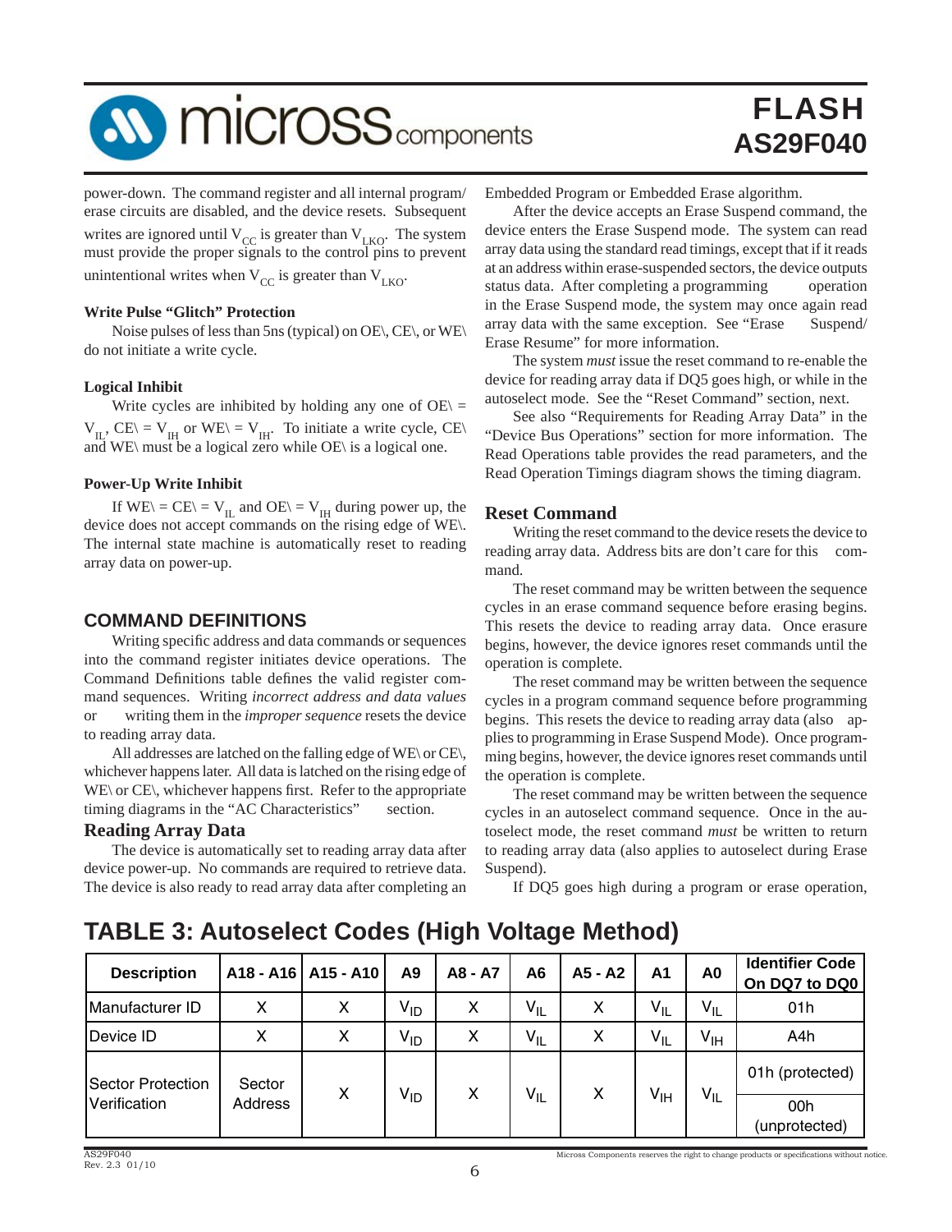power-down. The command register and all internal program/erase circuits are disabled, and the device resets. Subsequent writes are ignored until $V_{CC}$ is greater than $V_{LKO}$. The system must provide the proper signals to the control pins to prevent unintentional writes when $V_{CC}$ is greater than $V_{LKO}$.

**Write Pulse "Glitch" Protection**

Noise pulses of less than 5ns (typical) on OE\, CE\, or WE\ do not initiate a write cycle.

**Logical Inhibit**

Write cycles are inhibited by holding any one of OE\ = $V_{IL}$, CE\ = $V_{IH}$ or WE\ = $V_{IH}$. To initiate a write cycle, CE\ and WE\ must be a logical zero while OE\ is a logical one.

**Power-Up Write Inhibit**

If WE\ = CE\ = $V_{IL}$ and OE\ = $V_{IH}$ during power up, the device does not accept commands on the rising edge of WE\. The internal state machine is automatically reset to reading array data on power-up.

## COMMAND DEFINITIONS

Writing specific address and data commands or sequences into the command register initiates device operations. The Command Definitions table defines the valid register command sequences. Writing *incorrect address and data values* or writing them in the *improper sequence* resets the device to reading array data.

All addresses are latched on the falling edge of WE\ or CE\, whichever happens later. All data is latched on the rising edge of WE\ or CE\, whichever happens first. Refer to the appropriate timing diagrams in the "AC Characteristics" section.

### Reading Array Data

The device is automatically set to reading array data after device power-up. No commands are required to retrieve data. The device is also ready to read array data after completing an Embedded Program or Embedded Erase algorithm.

After the device accepts an Erase Suspend command, the device enters the Erase Suspend mode. The system can read array data using the standard read timings, except that if it reads at an address within erase-suspended sectors, the device outputs status data. After completing a programming operation in the Erase Suspend mode, the system may once again read array data with the same exception. See "Erase Suspend/Erase Resume" for more information.

The system *must* issue the reset command to re-enable the device for reading array data if DQ5 goes high, or while in the autoselect mode. See the "Reset Command" section, next.

See also "Requirements for Reading Array Data" in the "Device Bus Operations" section for more information. The Read Operations table provides the read parameters, and the Read Operation Timings diagram shows the timing diagram.

### Reset Command

Writing the reset command to the device resets the device to reading array data. Address bits are don't care for this command.

The reset command may be written between the sequence cycles in an erase command sequence before erasing begins. This resets the device to reading array data. Once erasure begins, however, the device ignores reset commands until the operation is complete.

The reset command may be written between the sequence cycles in a program command sequence before programming begins. This resets the device to reading array data (also applies to programming in Erase Suspend Mode). Once programming begins, however, the device ignores reset commands until the operation is complete.

The reset command may be written between the sequence cycles in an autoselect command sequence. Once in the autoselect mode, the reset command *must* be written to return to reading array data (also applies to autoselect during Erase Suspend).

If DQ5 goes high during a program or erase operation,

## TABLE 3: Autoselect Codes (High Voltage Method)

| Description | A18 - A16 | A15 - A10 | A9 | A8 - A7 | A6 | A5 - A2 | A1 | A0 | Identifier Code On DQ7 to DQ0 |
|---|---|---|---|---|---|---|---|---|---|
| Manufacturer ID | X | X | $V_{ID}$ | X | $V_{IL}$ | X | $V_{IL}$ | $V_{IL}$ | 01h |
| Device ID | X | X | $V_{ID}$ | X | $V_{IL}$ | X | $V_{IL}$ | $V_{IH}$ | A4h |
| Sector Protection Verification | Sector Address | X | $V_{ID}$ | X | $V_{IL}$ | X | $V_{IH}$ | $V_{IL}$ | 01h (protected) |
| | | | | | | | | | 00h (unprotected) |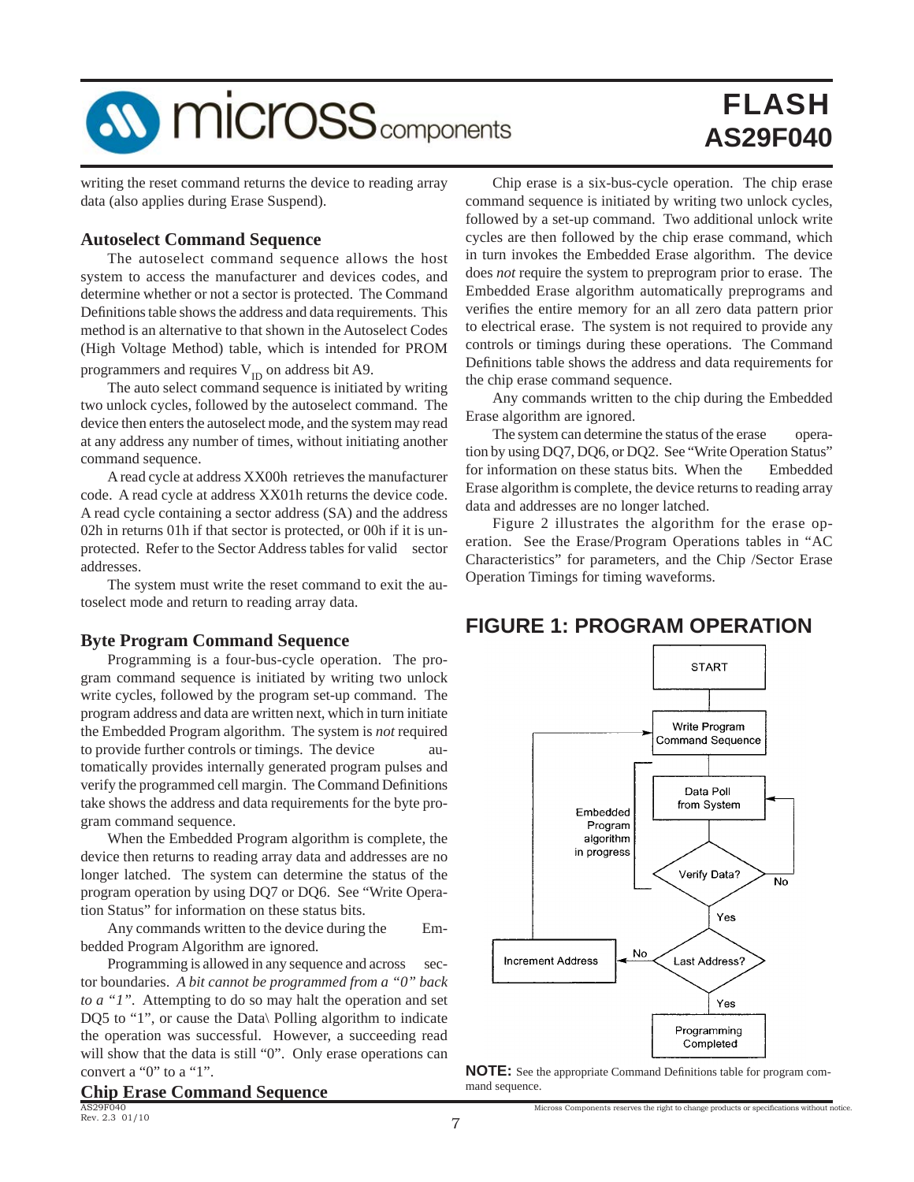writing the reset command returns the device to reading array data (also applies during Erase Suspend).

### Autoselect Command Sequence

The autoselect command sequence allows the host system to access the manufacturer and devices codes, and determine whether or not a sector is protected. The Command Definitions table shows the address and data requirements. This method is an alternative to that shown in the Autoselect Codes (High Voltage Method) table, which is intended for PROM programmers and requires $V_{ID}$ on address bit A9.

The auto select command sequence is initiated by writing two unlock cycles, followed by the autoselect command. The device then enters the autoselect mode, and the system may read at any address any number of times, without initiating another command sequence.

A read cycle at address XX00h retrieves the manufacturer code. A read cycle at address XX01h returns the device code. A read cycle containing a sector address (SA) and the address 02h in returns 01h if that sector is protected, or 00h if it is unprotected. Refer to the Sector Address tables for valid sector addresses.

The system must write the reset command to exit the autoselect mode and return to reading array data.

### Byte Program Command Sequence

Programming is a four-bus-cycle operation. The program command sequence is initiated by writing two unlock write cycles, followed by the program set-up command. The program address and data are written next, which in turn initiate the Embedded Program algorithm. The system is *not* required to provide further controls or timings. The device automatically provides internally generated program pulses and verify the programmed cell margin. The Command Definitions take shows the address and data requirements for the byte program command sequence.

When the Embedded Program algorithm is complete, the device then returns to reading array data and addresses are no longer latched. The system can determine the status of the program operation by using DQ7 or DQ6. See "Write Operation Status" for information on these status bits.

Any commands written to the device during the Embedded Program Algorithm are ignored.

Programming is allowed in any sequence and across sector boundaries. *A bit cannot be programmed from a "0" back to a "1".* Attempting to do so may halt the operation and set DQ5 to "1", or cause the Data\ Polling algorithm to indicate the operation was successful. However, a succeeding read will show that the data is still "0". Only erase operations can convert a "0" to a "1".

### Chip Erase Command Sequence

Chip erase is a six-bus-cycle operation. The chip erase command sequence is initiated by writing two unlock cycles, followed by a set-up command. Two additional unlock write cycles are then followed by the chip erase command, which in turn invokes the Embedded Erase algorithm. The device does *not* require the system to preprogram prior to erase. The Embedded Erase algorithm automatically preprograms and verifies the entire memory for an all zero data pattern prior to electrical erase. The system is not required to provide any controls or timings during these operations. The Command Definitions table shows the address and data requirements for the chip erase command sequence.

Any commands written to the chip during the Embedded Erase algorithm are ignored.

The system can determine the status of the erase operation by using DQ7, DQ6, or DQ2. See "Write Operation Status" for information on these status bits. When the Embedded Erase algorithm is complete, the device returns to reading array data and addresses are no longer latched.

Figure 2 illustrates the algorithm for the erase operation. See the Erase/Program Operations tables in "AC Characteristics" for parameters, and the Chip /Sector Erase Operation Timings for timing waveforms.

## FIGURE 1: PROGRAM OPERATION

START → Write Program Command Sequence → Data Poll from System → Verify Data? (No → Data Poll from System; Yes →) Last Address? (No → Increment Address → Write Program Command Sequence; Yes →) Programming Completed

Embedded Program algorithm in progress

**NOTE:** See the appropriate Command Definitions table for program command sequence.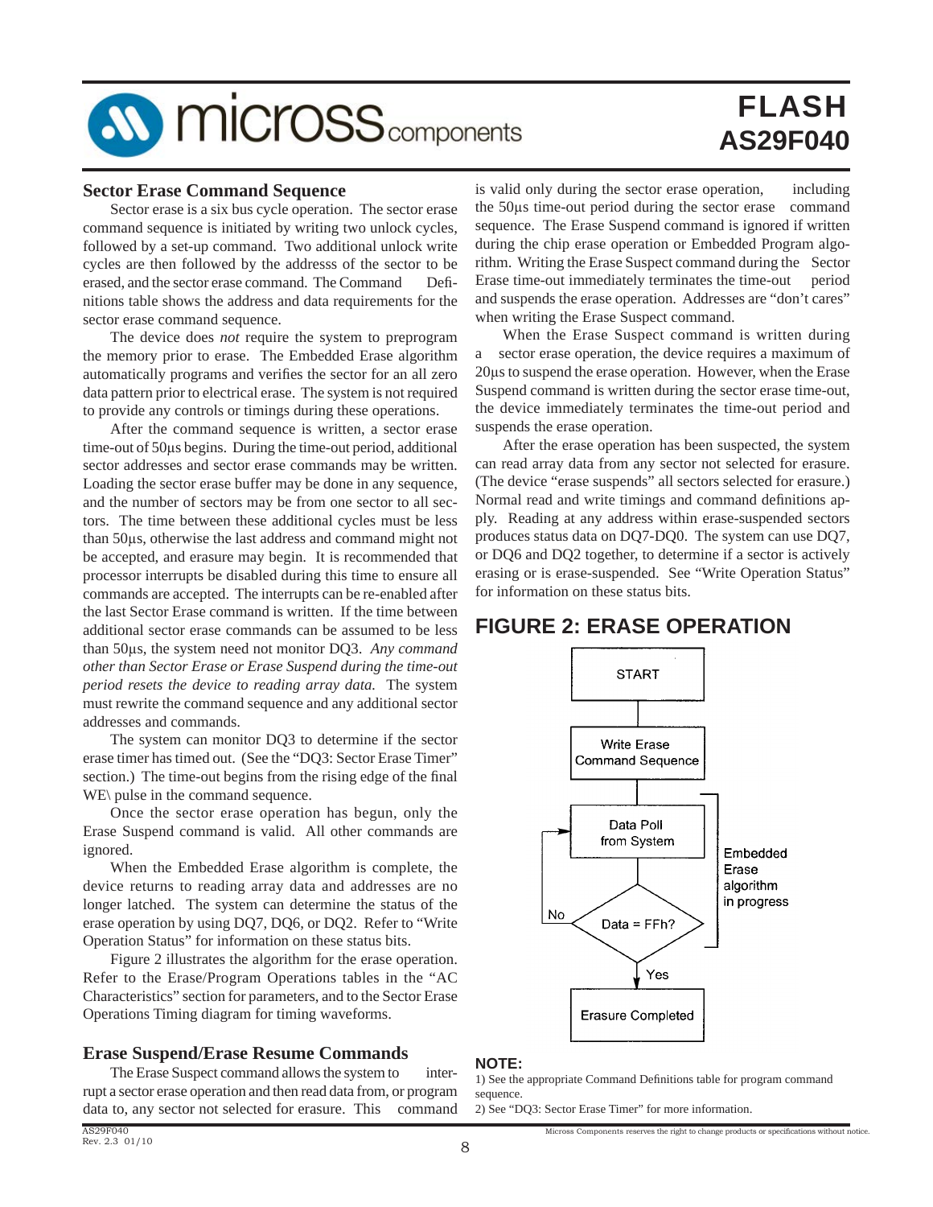## Sector Erase Command Sequence

Sector erase is a six bus cycle operation. The sector erase command sequence is initiated by writing two unlock cycles, followed by a set-up command. Two additional unlock write cycles are then followed by the addresss of the sector to be erased, and the sector erase command. The Command Definitions table shows the address and data requirements for the sector erase command sequence.

The device does *not* require the system to preprogram the memory prior to erase. The Embedded Erase algorithm automatically programs and verifies the sector for an all zero data pattern prior to electrical erase. The system is not required to provide any controls or timings during these operations.

After the command sequence is written, a sector erase time-out of 50µs begins. During the time-out period, additional sector addresses and sector erase commands may be written. Loading the sector erase buffer may be done in any sequence, and the number of sectors may be from one sector to all sectors. The time between these additional cycles must be less than 50µs, otherwise the last address and command might not be accepted, and erasure may begin. It is recommended that processor interrupts be disabled during this time to ensure all commands are accepted. The interrupts can be re-enabled after the last Sector Erase command is written. If the time between additional sector erase commands can be assumed to be less than 50µs, the system need not monitor DQ3. *Any command other than Sector Erase or Erase Suspend during the time-out period resets the device to reading array data.* The system must rewrite the command sequence and any additional sector addresses and commands.

The system can monitor DQ3 to determine if the sector erase timer has timed out. (See the "DQ3: Sector Erase Timer" section.) The time-out begins from the rising edge of the final WE\ pulse in the command sequence.

Once the sector erase operation has begun, only the Erase Suspend command is valid. All other commands are ignored.

When the Embedded Erase algorithm is complete, the device returns to reading array data and addresses are no longer latched. The system can determine the status of the erase operation by using DQ7, DQ6, or DQ2. Refer to "Write Operation Status" for information on these status bits.

Figure 2 illustrates the algorithm for the erase operation. Refer to the Erase/Program Operations tables in the "AC Characteristics" section for parameters, and to the Sector Erase Operations Timing diagram for timing waveforms.

## Erase Suspend/Erase Resume Commands

The Erase Suspect command allows the system to interrupt a sector erase operation and then read data from, or program data to, any sector not selected for erasure. This command is valid only during the sector erase operation, including the 50µs time-out period during the sector erase command sequence. The Erase Suspend command is ignored if written during the chip erase operation or Embedded Program algorithm. Writing the Erase Suspect command during the Sector Erase time-out immediately terminates the time-out period and suspends the erase operation. Addresses are "don't cares" when writing the Erase Suspect command.

When the Erase Suspect command is written during a sector erase operation, the device requires a maximum of 20µs to suspend the erase operation. However, when the Erase Suspend command is written during the sector erase time-out, the device immediately terminates the time-out period and suspends the erase operation.

After the erase operation has been suspected, the system can read array data from any sector not selected for erasure. (The device "erase suspends" all sectors selected for erasure.) Normal read and write timings and command definitions apply. Reading at any address within erase-suspended sectors produces status data on DQ7-DQ0. The system can use DQ7, or DQ6 and DQ2 together, to determine if a sector is actively erasing or is erase-suspended. See "Write Operation Status" for information on these status bits.

## FIGURE 2: ERASE OPERATION

START → Write Erase Command Sequence → Data Poll from System → Data = FFh? (No: back to Data Poll from System; Yes: Erasure Completed)

Embedded Erase algorithm in progress

**NOTE:**

1) See the appropriate Command Definitions table for program command sequence.
2) See "DQ3: Sector Erase Timer" for more information.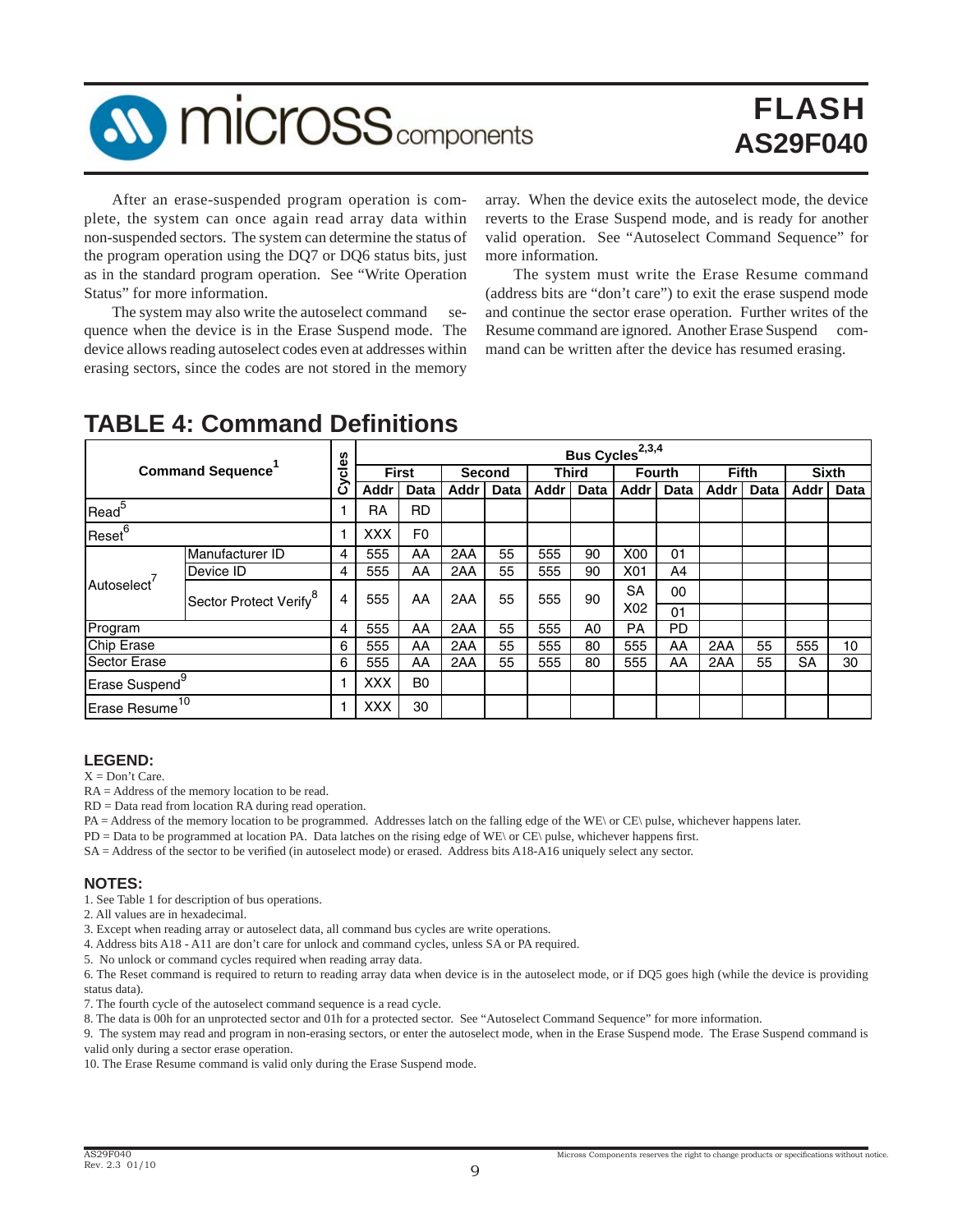After an erase-suspended program operation is complete, the system can once again read array data within non-suspended sectors. The system can determine the status of the program operation using the DQ7 or DQ6 status bits, just as in the standard program operation. See "Write Operation Status" for more information.

The system may also write the autoselect command sequence when the device is in the Erase Suspend mode. The device allows reading autoselect codes even at addresses within erasing sectors, since the codes are not stored in the memory array. When the device exits the autoselect mode, the device reverts to the Erase Suspend mode, and is ready for another valid operation. See "Autoselect Command Sequence" for more information.

The system must write the Erase Resume command (address bits are "don't care") to exit the erase suspend mode and continue the sector erase operation. Further writes of the Resume command are ignored. Another Erase Suspend command can be written after the device has resumed erasing.

## TABLE 4: Command Definitions

| Command Sequence[1] | | Cycles | Bus Cycles[2,3,4] | | | | | | | | | | | |
|---|---|---|---|---|---|---|---|---|---|---|---|---|---|---|
| | | | First | | Second | | Third | | Fourth | | Fifth | | Sixth | |
| | | | Addr | Data | Addr | Data | Addr | Data | Addr | Data | Addr | Data | Addr | Data |
| Read[5] | | 1 | RA | RD | | | | | | | | | | |
| Reset[6] | | 1 | XXX | F0 | | | | | | | | | | |
| Autoselect[7] | Manufacturer ID | 4 | 555 | AA | 2AA | 55 | 555 | 90 | X00 | 01 | | | | |
| | Device ID | 4 | 555 | AA | 2AA | 55 | 555 | 90 | X01 | A4 | | | | |
| | Sector Protect Verify[8] | 4 | 555 | AA | 2AA | 55 | 555 | 90 | SA X02 | 00 / 01 | | | | |
| Program | | 4 | 555 | AA | 2AA | 55 | 555 | A0 | PA | PD | | | | |
| Chip Erase | | 6 | 555 | AA | 2AA | 55 | 555 | 80 | 555 | AA | 2AA | 55 | 555 | 10 |
| Sector Erase | | 6 | 555 | AA | 2AA | 55 | 555 | 80 | 555 | AA | 2AA | 55 | SA | 30 |
| Erase Suspend[9] | | 1 | XXX | B0 | | | | | | | | | | |
| Erase Resume[10] | | 1 | XXX | 30 | | | | | | | | | | |

### LEGEND:

X = Don't Care.
RA = Address of the memory location to be read.
RD = Data read from location RA during read operation.
PA = Address of the memory location to be programmed. Addresses latch on the falling edge of the WE\ or CE\ pulse, whichever happens later.
PD = Data to be programmed at location PA. Data latches on the rising edge of WE\ or CE\ pulse, whichever happens first.
SA = Address of the sector to be verified (in autoselect mode) or erased. Address bits A18-A16 uniquely select any sector.

### NOTES:

1. See Table 1 for description of bus operations.
2. All values are in hexadecimal.
3. Except when reading array or autoselect data, all command bus cycles are write operations.
4. Address bits A18 - A11 are don't care for unlock and command cycles, unless SA or PA required.
5. No unlock or command cycles required when reading array data.
6. The Reset command is required to return to reading array data when device is in the autoselect mode, or if DQ5 goes high (while the device is providing status data).
7. The fourth cycle of the autoselect command sequence is a read cycle.
8. The data is 00h for an unprotected sector and 01h for a protected sector. See "Autoselect Command Sequence" for more information.
9. The system may read and program in non-erasing sectors, or enter the autoselect mode, when in the Erase Suspend mode. The Erase Suspend command is valid only during a sector erase operation.
10. The Erase Resume command is valid only during the Erase Suspend mode.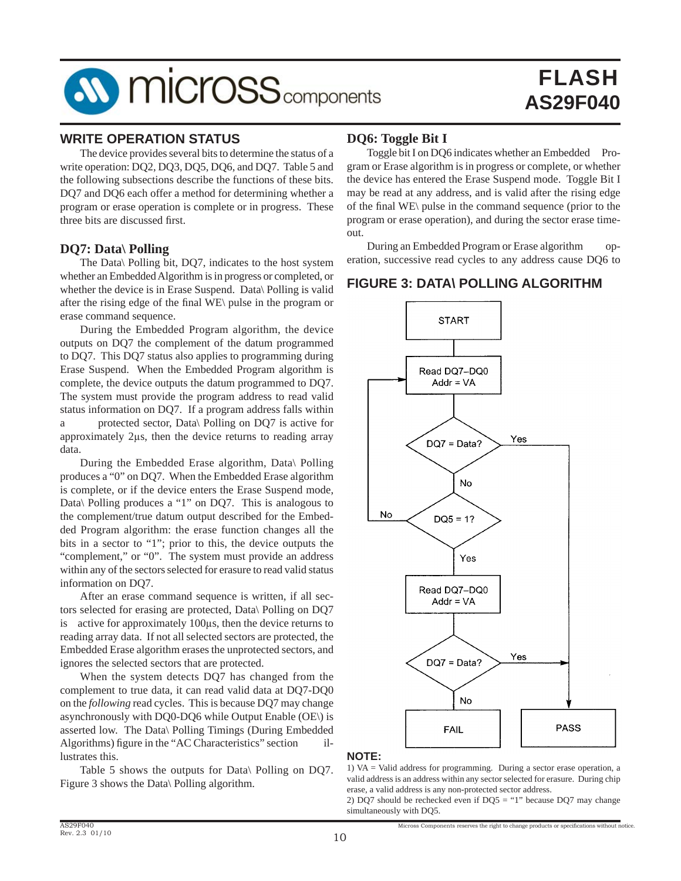## WRITE OPERATION STATUS

The device provides several bits to determine the status of a write operation: DQ2, DQ3, DQ5, DQ6, and DQ7. Table 5 and the following subsections describe the functions of these bits. DQ7 and DQ6 each offer a method for determining whether a program or erase operation is complete or in progress. These three bits are discussed first.

### DQ7: Data\ Polling

The Data\ Polling bit, DQ7, indicates to the host system whether an Embedded Algorithm is in progress or completed, or whether the device is in Erase Suspend. Data\ Polling is valid after the rising edge of the final WE\ pulse in the program or erase command sequence.

During the Embedded Program algorithm, the device outputs on DQ7 the complement of the datum programmed to DQ7. This DQ7 status also applies to programming during Erase Suspend. When the Embedded Program algorithm is complete, the device outputs the datum programmed to DQ7. The system must provide the program address to read valid status information on DQ7. If a program address falls within a protected sector, Data\ Polling on DQ7 is active for approximately 2µs, then the device returns to reading array data.

During the Embedded Erase algorithm, Data\ Polling produces a "0" on DQ7. When the Embedded Erase algorithm is complete, or if the device enters the Erase Suspend mode, Data\ Polling produces a "1" on DQ7. This is analogous to the complement/true datum output described for the Embedded Program algorithm: the erase function changes all the bits in a sector to "1"; prior to this, the device outputs the "complement," or "0". The system must provide an address within any of the sectors selected for erasure to read valid status information on DQ7.

After an erase command sequence is written, if all sectors selected for erasing are protected, Data\ Polling on DQ7 is active for approximately 100µs, then the device returns to reading array data. If not all selected sectors are protected, the Embedded Erase algorithm erases the unprotected sectors, and ignores the selected sectors that are protected.

When the system detects DQ7 has changed from the complement to true data, it can read valid data at DQ7-DQ0 on the *following* read cycles. This is because DQ7 may change asynchronously with DQ0-DQ6 while Output Enable (OE\) is asserted low. The Data\ Polling Timings (During Embedded Algorithms) figure in the "AC Characteristics" section illustrates this.

Table 5 shows the outputs for Data\ Polling on DQ7. Figure 3 shows the Data\ Polling algorithm.

### DQ6: Toggle Bit I

Toggle bit I on DQ6 indicates whether an Embedded Program or Erase algorithm is in progress or complete, or whether the device has entered the Erase Suspend mode. Toggle Bit I may be read at any address, and is valid after the rising edge of the final WE\ pulse in the command sequence (prior to the program or erase operation), and during the sector erase time-out.

During an Embedded Program or Erase algorithm operation, successive read cycles to any address cause DQ6 to

### FIGURE 3: DATA\ POLLING ALGORITHM

START → Read DQ7–DQ0, Addr = VA → DQ7 = Data? (Yes → PASS; No →) DQ5 = 1? (No → back to Read DQ7–DQ0; Yes →) Read DQ7–DQ0, Addr = VA → DQ7 = Data? (Yes → PASS; No → FAIL)

**NOTE:**

1) VA = Valid address for programming. During a sector erase operation, a valid address is an address within any sector selected for erasure. During chip erase, a valid address is any non-protected sector address.

2) DQ7 should be rechecked even if DQ5 = "1" because DQ7 may change simultaneously with DQ5.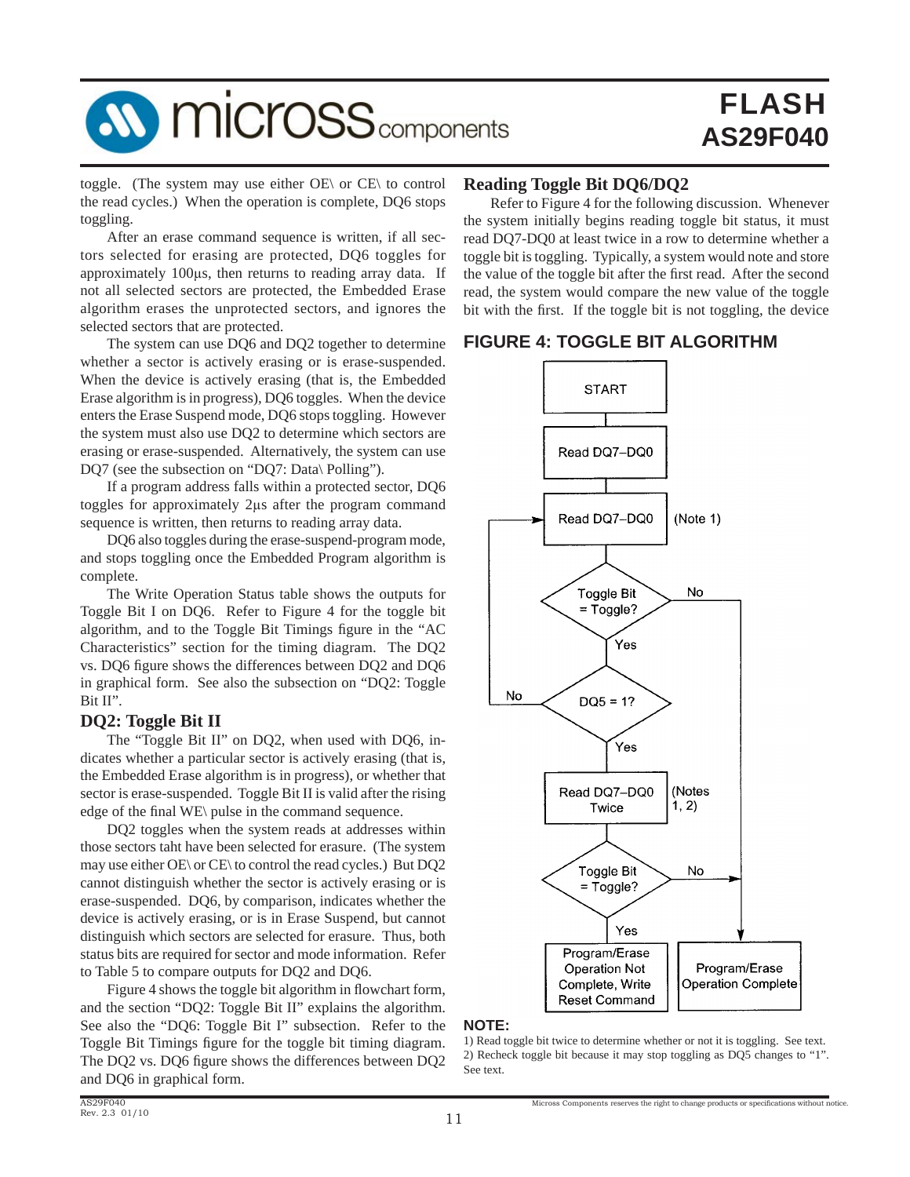toggle. (The system may use either OE\ or CE\ to control the read cycles.) When the operation is complete, DQ6 stops toggling.

After an erase command sequence is written, if all sectors selected for erasing are protected, DQ6 toggles for approximately 100µs, then returns to reading array data. If not all selected sectors are protected, the Embedded Erase algorithm erases the unprotected sectors, and ignores the selected sectors that are protected.

The system can use DQ6 and DQ2 together to determine whether a sector is actively erasing or is erase-suspended. When the device is actively erasing (that is, the Embedded Erase algorithm is in progress), DQ6 toggles. When the device enters the Erase Suspend mode, DQ6 stops toggling. However the system must also use DQ2 to determine which sectors are erasing or erase-suspended. Alternatively, the system can use DQ7 (see the subsection on "DQ7: Data\ Polling").

If a program address falls within a protected sector, DQ6 toggles for approximately 2µs after the program command sequence is written, then returns to reading array data.

DQ6 also toggles during the erase-suspend-program mode, and stops toggling once the Embedded Program algorithm is complete.

The Write Operation Status table shows the outputs for Toggle Bit I on DQ6. Refer to Figure 4 for the toggle bit algorithm, and to the Toggle Bit Timings figure in the "AC Characteristics" section for the timing diagram. The DQ2 vs. DQ6 figure shows the differences between DQ2 and DQ6 in graphical form. See also the subsection on "DQ2: Toggle Bit II".

## DQ2: Toggle Bit II

The "Toggle Bit II" on DQ2, when used with DQ6, indicates whether a particular sector is actively erasing (that is, the Embedded Erase algorithm is in progress), or whether that sector is erase-suspended. Toggle Bit II is valid after the rising edge of the final WE\ pulse in the command sequence.

DQ2 toggles when the system reads at addresses within those sectors taht have been selected for erasure. (The system may use either OE\ or CE\ to control the read cycles.) But DQ2 cannot distinguish whether the sector is actively erasing or is erase-suspended. DQ6, by comparison, indicates whether the device is actively erasing, or is in Erase Suspend, but cannot distinguish which sectors are selected for erasure. Thus, both status bits are required for sector and mode information. Refer to Table 5 to compare outputs for DQ2 and DQ6.

Figure 4 shows the toggle bit algorithm in flowchart form, and the section "DQ2: Toggle Bit II" explains the algorithm. See also the "DQ6: Toggle Bit I" subsection. Refer to the Toggle Bit Timings figure for the toggle bit timing diagram. The DQ2 vs. DQ6 figure shows the differences between DQ2 and DQ6 in graphical form.

## Reading Toggle Bit DQ6/DQ2

Refer to Figure 4 for the following discussion. Whenever the system initially begins reading toggle bit status, it must read DQ7-DQ0 at least twice in a row to determine whether a toggle bit is toggling. Typically, a system would note and store the value of the toggle bit after the first read. After the second read, the system would compare the new value of the toggle bit with the first. If the toggle bit is not toggling, the device

## FIGURE 4: TOGGLE BIT ALGORITHM

START → Read DQ7–DQ0 → Read DQ7–DQ0 (Note 1) → Toggle Bit = Toggle?
- No → Program/Erase Operation Complete
- Yes → DQ5 = 1?
  - No → return to Read DQ7–DQ0 (Note 1)
  - Yes → Read DQ7–DQ0 Twice (Notes 1, 2) → Toggle Bit = Toggle?
    - No → Program/Erase Operation Complete
    - Yes → Program/Erase Operation Not Complete, Write Reset Command

**NOTE:**
1) Read toggle bit twice to determine whether or not it is toggling. See text.
2) Recheck toggle bit because it may stop toggling as DQ5 changes to "1". See text.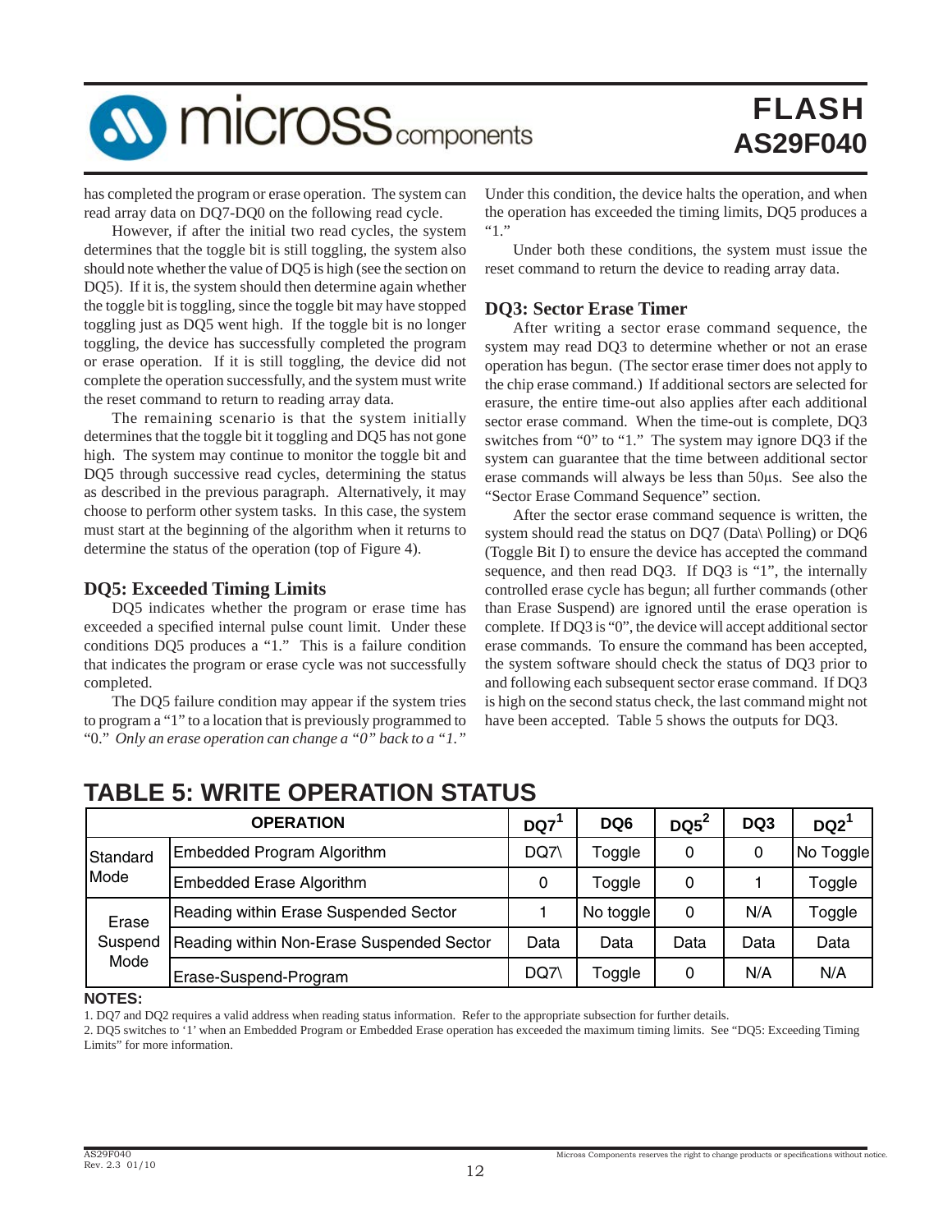has completed the program or erase operation. The system can read array data on DQ7-DQ0 on the following read cycle.

However, if after the initial two read cycles, the system determines that the toggle bit is still toggling, the system also should note whether the value of DQ5 is high (see the section on DQ5). If it is, the system should then determine again whether the toggle bit is toggling, since the toggle bit may have stopped toggling just as DQ5 went high. If the toggle bit is no longer toggling, the device has successfully completed the program or erase operation. If it is still toggling, the device did not complete the operation successfully, and the system must write the reset command to return to reading array data.

The remaining scenario is that the system initially determines that the toggle bit it toggling and DQ5 has not gone high. The system may continue to monitor the toggle bit and DQ5 through successive read cycles, determining the status as described in the previous paragraph. Alternatively, it may choose to perform other system tasks. In this case, the system must start at the beginning of the algorithm when it returns to determine the status of the operation (top of Figure 4).

### DQ5: Exceeded Timing Limits

DQ5 indicates whether the program or erase time has exceeded a specified internal pulse count limit. Under these conditions DQ5 produces a "1." This is a failure condition that indicates the program or erase cycle was not successfully completed.

The DQ5 failure condition may appear if the system tries to program a "1" to a location that is previously programmed to "0." *Only an erase operation can change a "0" back to a "1."* Under this condition, the device halts the operation, and when the operation has exceeded the timing limits, DQ5 produces a "1."

Under both these conditions, the system must issue the reset command to return the device to reading array data.

### DQ3: Sector Erase Timer

After writing a sector erase command sequence, the system may read DQ3 to determine whether or not an erase operation has begun. (The sector erase timer does not apply to the chip erase command.) If additional sectors are selected for erasure, the entire time-out also applies after each additional sector erase command. When the time-out is complete, DQ3 switches from "0" to "1." The system may ignore DQ3 if the system can guarantee that the time between additional sector erase commands will always be less than 50µs. See also the "Sector Erase Command Sequence" section.

After the sector erase command sequence is written, the system should read the status on DQ7 (Data\ Polling) or DQ6 (Toggle Bit I) to ensure the device has accepted the command sequence, and then read DQ3. If DQ3 is "1", the internally controlled erase cycle has begun; all further commands (other than Erase Suspend) are ignored until the erase operation is complete. If DQ3 is "0", the device will accept additional sector erase commands. To ensure the command has been accepted, the system software should check the status of DQ3 prior to and following each subsequent sector erase command. If DQ3 is high on the second status check, the last command might not have been accepted. Table 5 shows the outputs for DQ3.

## TABLE 5: WRITE OPERATION STATUS

| OPERATION | | DQ7[1] | DQ6 | DQ5[2] | DQ3 | DQ2[1] |
|---|---|---|---|---|---|---|
| Standard Mode | Embedded Program Algorithm | DQ7\ | Toggle | 0 | 0 | No Toggle |
| | Embedded Erase Algorithm | 0 | Toggle | 0 | 1 | Toggle |
| Erase Suspend Mode | Reading within Erase Suspended Sector | 1 | No toggle | 0 | N/A | Toggle |
| | Reading within Non-Erase Suspended Sector | Data | Data | Data | Data | Data |
| | Erase-Suspend-Program | DQ7\ | Toggle | 0 | N/A | N/A |

**NOTES:**

1. DQ7 and DQ2 requires a valid address when reading status information. Refer to the appropriate subsection for further details.
2. DQ5 switches to '1' when an Embedded Program or Embedded Erase operation has exceeded the maximum timing limits. See "DQ5: Exceeding Timing Limits" for more information.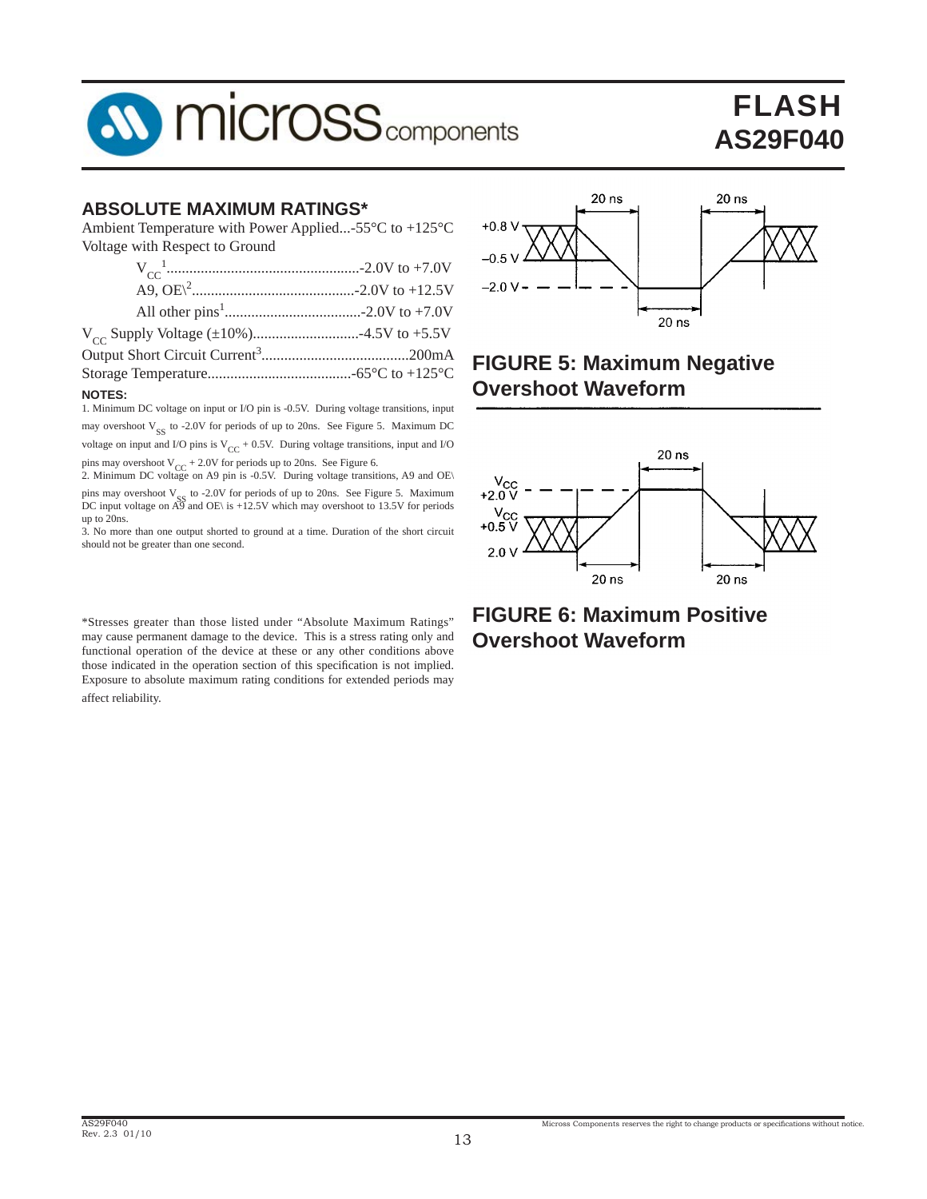## ABSOLUTE MAXIMUM RATINGS*

Ambient Temperature with Power Applied...-55°C to +125°C
Voltage with Respect to Ground

$V_{CC}$[1]....................................................-2.0V to +7.0V
A9, OE\[2]...........................................-2.0V to +12.5V
All other pins[1]....................................-2.0V to +7.0V

$V_{CC}$ Supply Voltage (±10%)............................-4.5V to +5.5V
Output Short Circuit Current[3].......................................200mA
Storage Temperature......................................-65°C to +125°C

**NOTES:**

1. Minimum DC voltage on input or I/O pin is -0.5V. During voltage transitions, input may overshoot $V_{SS}$ to -2.0V for periods of up to 20ns. See Figure 5. Maximum DC voltage on input and I/O pins is $V_{CC}$ + 0.5V. During voltage transitions, input and I/O pins may overshoot $V_{CC}$ + 2.0V for periods up to 20ns. See Figure 6.
2. Minimum DC voltage on A9 pin is -0.5V. During voltage transitions, A9 and OE\ pins may overshoot $V_{SS}$ to -2.0V for periods of up to 20ns. See Figure 5. Maximum DC input voltage on A9 and OE\ is +12.5V which may overshoot to 13.5V for periods up to 20ns.
3. No more than one output shorted to ground at a time. Duration of the short circuit should not be greater than one second.

*Stresses greater than those listed under "Absolute Maximum Ratings" may cause permanent damage to the device. This is a stress rating only and functional operation of the device at these or any other conditions above those indicated in the operation section of this specification is not implied. Exposure to absolute maximum rating conditions for extended periods may affect reliability.

## FIGURE 5: Maximum Negative Overshoot Waveform

## FIGURE 6: Maximum Positive Overshoot Waveform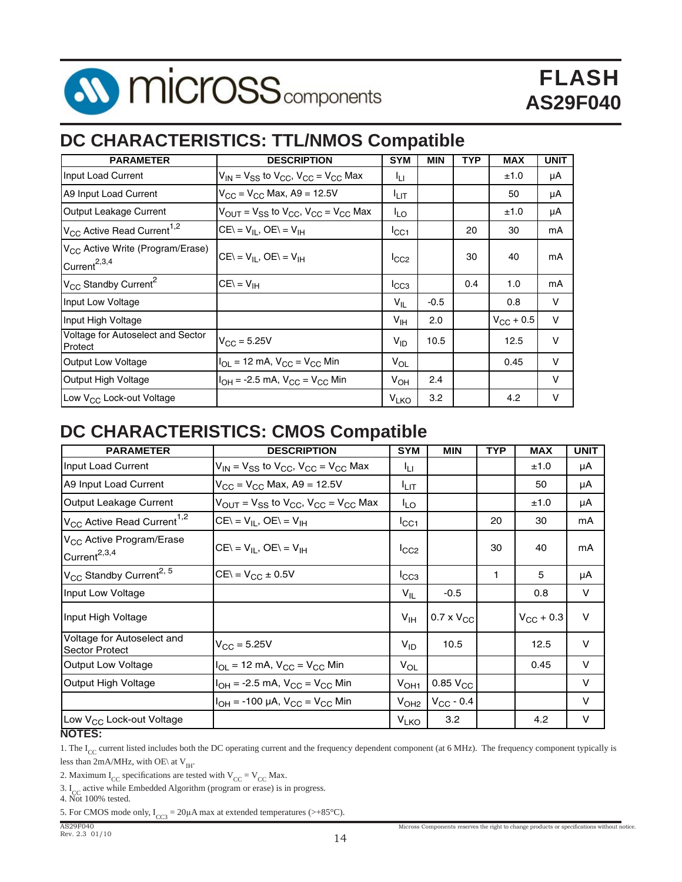## DC CHARACTERISTICS: TTL/NMOS Compatible

| PARAMETER | DESCRIPTION | SYM | MIN | TYP | MAX | UNIT |
|---|---|---|---|---|---|---|
| Input Load Current | $V_{IN} = V_{SS}$ to $V_{CC}$, $V_{CC} = V_{CC}$ Max | $I_{LI}$ | | | ±1.0 | µA |
| A9 Input Load Current | $V_{CC} = V_{CC}$ Max, A9 = 12.5V | $I_{LIT}$ | | | 50 | µA |
| Output Leakage Current | $V_{OUT} = V_{SS}$ to $V_{CC}$, $V_{CC} = V_{CC}$ Max | $I_{LO}$ | | | ±1.0 | µA |
| $V_{CC}$ Active Read Current[1,2] | CE\ = $V_{IL}$, OE\ = $V_{IH}$ | $I_{CC1}$ | | 20 | 30 | mA |
| $V_{CC}$ Active Write (Program/Erase) Current[2,3,4] | CE\ = $V_{IL}$, OE\ = $V_{IH}$ | $I_{CC2}$ | | 30 | 40 | mA |
| $V_{CC}$ Standby Current[2] | CE\ = $V_{IH}$ | $I_{CC3}$ | | 0.4 | 1.0 | mA |
| Input Low Voltage | | $V_{IL}$ | -0.5 | | 0.8 | V |
| Input High Voltage | | $V_{IH}$ | 2.0 | | $V_{CC}$ + 0.5 | V |
| Voltage for Autoselect and Sector Protect | $V_{CC}$ = 5.25V | $V_{ID}$ | 10.5 | | 12.5 | V |
| Output Low Voltage | $I_{OL}$ = 12 mA, $V_{CC} = V_{CC}$ Min | $V_{OL}$ | | | 0.45 | V |
| Output High Voltage | $I_{OH}$ = -2.5 mA, $V_{CC} = V_{CC}$ Min | $V_{OH}$ | 2.4 | | | V |
| Low $V_{CC}$ Lock-out Voltage | | $V_{LKO}$ | 3.2 | | 4.2 | V |

## DC CHARACTERISTICS: CMOS Compatible

| PARAMETER | DESCRIPTION | SYM | MIN | TYP | MAX | UNIT |
|---|---|---|---|---|---|---|
| Input Load Current | $V_{IN} = V_{SS}$ to $V_{CC}$, $V_{CC} = V_{CC}$ Max | $I_{LI}$ | | | ±1.0 | µA |
| A9 Input Load Current | $V_{CC} = V_{CC}$ Max, A9 = 12.5V | $I_{LIT}$ | | | 50 | µA |
| Output Leakage Current | $V_{OUT} = V_{SS}$ to $V_{CC}$, $V_{CC} = V_{CC}$ Max | $I_{LO}$ | | | ±1.0 | µA |
| $V_{CC}$ Active Read Current[1,2] | CE\ = $V_{IL}$, OE\ = $V_{IH}$ | $I_{CC1}$ | | 20 | 30 | mA |
| $V_{CC}$ Active Program/Erase Current[2,3,4] | CE\ = $V_{IL}$, OE\ = $V_{IH}$ | $I_{CC2}$ | | 30 | 40 | mA |
| $V_{CC}$ Standby Current[2, 5] | CE\ = $V_{CC}$ ± 0.5V | $I_{CC3}$ | | 1 | 5 | µA |
| Input Low Voltage | | $V_{IL}$ | -0.5 | | 0.8 | V |
| Input High Voltage | | $V_{IH}$ | 0.7 x $V_{CC}$ | | $V_{CC}$ + 0.3 | V |
| Voltage for Autoselect and Sector Protect | $V_{CC}$ = 5.25V | $V_{ID}$ | 10.5 | | 12.5 | V |
| Output Low Voltage | $I_{OL}$ = 12 mA, $V_{CC} = V_{CC}$ Min | $V_{OL}$ | | | 0.45 | V |
| Output High Voltage | $I_{OH}$ = -2.5 mA, $V_{CC} = V_{CC}$ Min | $V_{OH1}$ | 0.85 $V_{CC}$ | | | V |
| | $I_{OH}$ = -100 µA, $V_{CC} = V_{CC}$ Min | $V_{OH2}$ | $V_{CC}$ - 0.4 | | | V |
| Low $V_{CC}$ Lock-out Voltage | | $V_{LKO}$ | 3.2 | | 4.2 | V |

**NOTES:**

1. The $I_{CC}$ current listed includes both the DC operating current and the frequency dependent component (at 6 MHz). The frequency component typically is less than 2mA/MHz, with OE\ at $V_{IH}$.
2. Maximum $I_{CC}$ specifications are tested with $V_{CC} = V_{CC}$ Max.
3. $I_{CC}$ active while Embedded Algorithm (program or erase) is in progress.
4. Not 100% tested.
5. For CMOS mode only, $I_{CC3}$ = 20µA max at extended temperatures (>+85°C).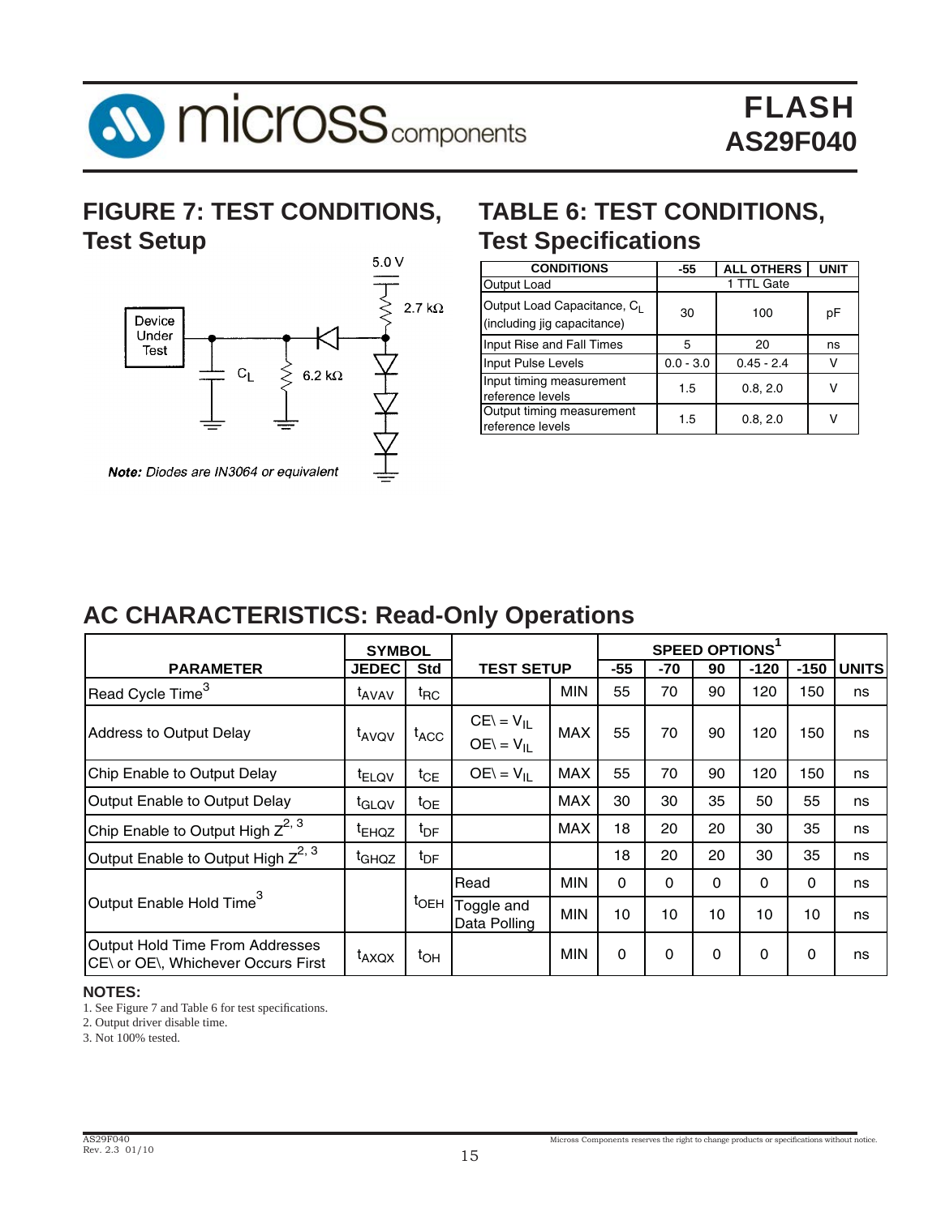## FIGURE 7: TEST CONDITIONS, Test Setup

5.0 V

2.7 kΩ

Device Under Test

$C_L$

6.2 kΩ

***Note:*** *Diodes are IN3064 or equivalent*

## TABLE 6: TEST CONDITIONS, Test Specifications

| CONDITIONS | -55 | ALL OTHERS | UNIT |
|---|---|---|---|
| Output Load | 1 TTL Gate | | |
| Output Load Capacitance, $C_L$ (including jig capacitance) | 30 | 100 | pF |
| Input Rise and Fall Times | 5 | 20 | ns |
| Input Pulse Levels | 0.0 - 3.0 | 0.45 - 2.4 | V |
| Input timing measurement reference levels | 1.5 | 0.8, 2.0 | V |
| Output timing measurement reference levels | 1.5 | 0.8, 2.0 | V |

## AC CHARACTERISTICS: Read-Only Operations

| PARAMETER | SYMBOL JEDEC | SYMBOL Std | TEST SETUP | | SPEED OPTIONS[1] -55 | -70 | 90 | -120 | -150 | UNITS |
|---|---|---|---|---|---|---|---|---|---|---|
| Read Cycle Time[3] | $t_{AVAV}$ | $t_{RC}$ | | MIN | 55 | 70 | 90 | 120 | 150 | ns |
| Address to Output Delay | $t_{AVQV}$ | $t_{ACC}$ | CE\ = $V_{IL}$ OE\ = $V_{IL}$ | MAX | 55 | 70 | 90 | 120 | 150 | ns |
| Chip Enable to Output Delay | $t_{ELQV}$ | $t_{CE}$ | OE\ = $V_{IL}$ | MAX | 55 | 70 | 90 | 120 | 150 | ns |
| Output Enable to Output Delay | $t_{GLQV}$ | $t_{OE}$ | | MAX | 30 | 30 | 35 | 50 | 55 | ns |
| Chip Enable to Output High Z[2, 3] | $t_{EHQZ}$ | $t_{DF}$ | | MAX | 18 | 20 | 20 | 30 | 35 | ns |
| Output Enable to Output High Z[2, 3] | $t_{GHQZ}$ | $t_{DF}$ | | | 18 | 20 | 20 | 30 | 35 | ns |
| Output Enable Hold Time[3] | | $t_{OEH}$ | Read | MIN | 0 | 0 | 0 | 0 | 0 | ns |
| | | | Toggle and Data Polling | MIN | 10 | 10 | 10 | 10 | 10 | ns |
| Output Hold Time From Addresses CE\ or OE\, Whichever Occurs First | $t_{AXQX}$ | $t_{OH}$ | | MIN | 0 | 0 | 0 | 0 | 0 | ns |

**NOTES:**

1. See Figure 7 and Table 6 for test specifications.
2. Output driver disable time.
3. Not 100% tested.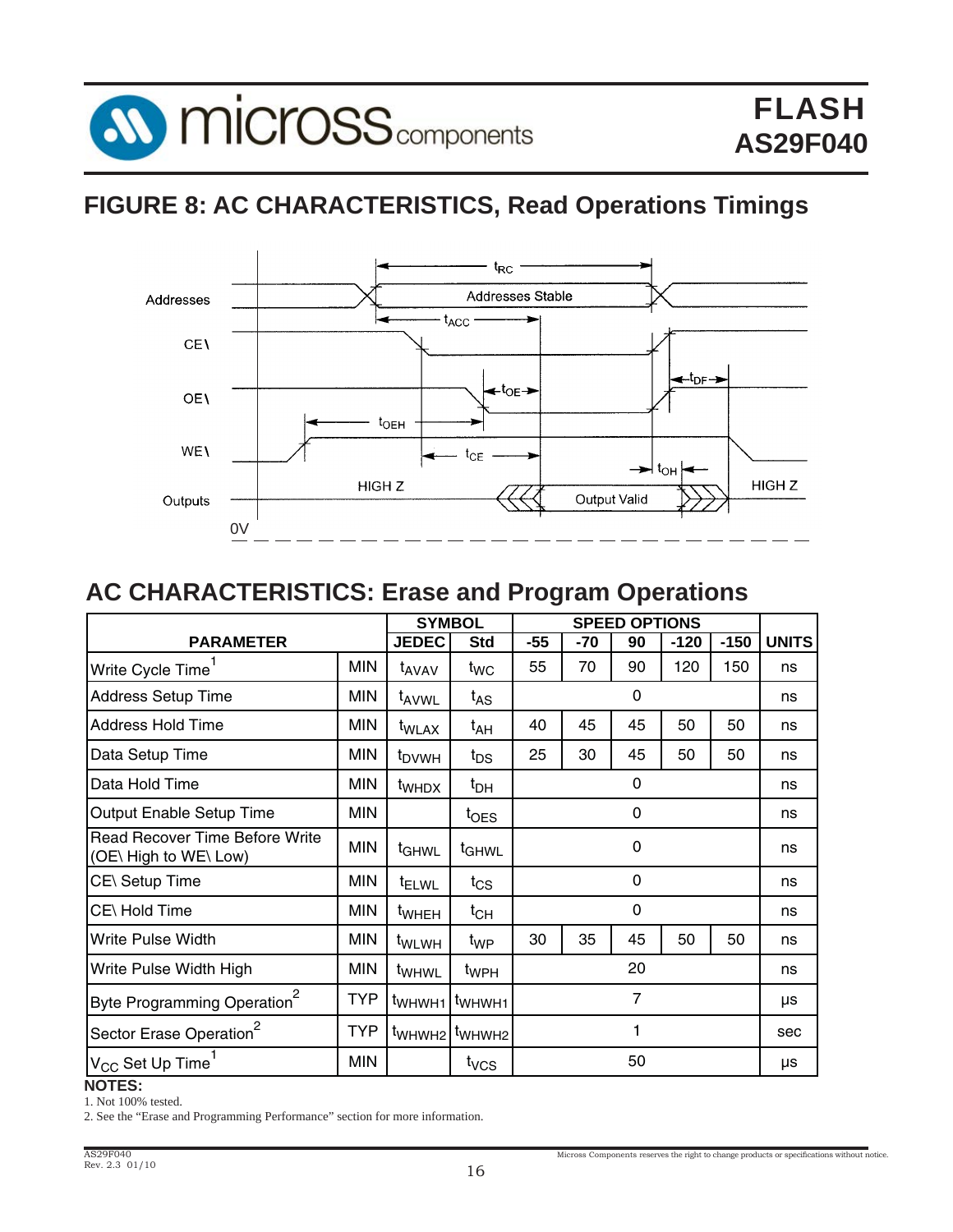## FIGURE 8: AC CHARACTERISTICS, Read Operations Timings

Addresses | Addresses Stable | $t_{RC}$ | $t_{ACC}$

CE\ | OE\ | $t_{OE}$ | $t_{DF}$ | $t_{OEH}$

WE\ | $t_{CE}$ | $t_{OH}$

Outputs | HIGH Z | Output Valid | HIGH Z

0V

## AC CHARACTERISTICS: Erase and Program Operations

| PARAMETER | | SYMBOL | | SPEED OPTIONS | | | | | UNITS |
|---|---|---|---|---|---|---|---|---|---|
| | | JEDEC | Std | -55 | -70 | 90 | -120 | -150 | |
| Write Cycle Time[1] | MIN | $t_{AVAV}$ | $t_{WC}$ | 55 | 70 | 90 | 120 | 150 | ns |
| Address Setup Time | MIN | $t_{AVWL}$ | $t_{AS}$ | 0 | | | | | ns |
| Address Hold Time | MIN | $t_{WLAX}$ | $t_{AH}$ | 40 | 45 | 45 | 50 | 50 | ns |
| Data Setup Time | MIN | $t_{DVWH}$ | $t_{DS}$ | 25 | 30 | 45 | 50 | 50 | ns |
| Data Hold Time | MIN | $t_{WHDX}$ | $t_{DH}$ | 0 | | | | | ns |
| Output Enable Setup Time | MIN | | $t_{OES}$ | 0 | | | | | ns |
| Read Recover Time Before Write (OE\ High to WE\ Low) | MIN | $t_{GHWL}$ | $t_{GHWL}$ | 0 | | | | | ns |
| CE\ Setup Time | MIN | $t_{ELWL}$ | $t_{CS}$ | 0 | | | | | ns |
| CE\ Hold Time | MIN | $t_{WHEH}$ | $t_{CH}$ | 0 | | | | | ns |
| Write Pulse Width | MIN | $t_{WLWH}$ | $t_{WP}$ | 30 | 35 | 45 | 50 | 50 | ns |
| Write Pulse Width High | MIN | $t_{WHWL}$ | $t_{WPH}$ | 20 | | | | | ns |
| Byte Programming Operation[2] | TYP | $t_{WHWH1}$ | $t_{WHWH1}$ | 7 | | | | | µs |
| Sector Erase Operation[2] | TYP | $t_{WHWH2}$ | $t_{WHWH2}$ | 1 | | | | | sec |
| $V_{CC}$ Set Up Time[1] | MIN | | $t_{VCS}$ | 50 | | | | | µs |

**NOTES:**

1. Not 100% tested.
2. See the “Erase and Programming Performance” section for more information.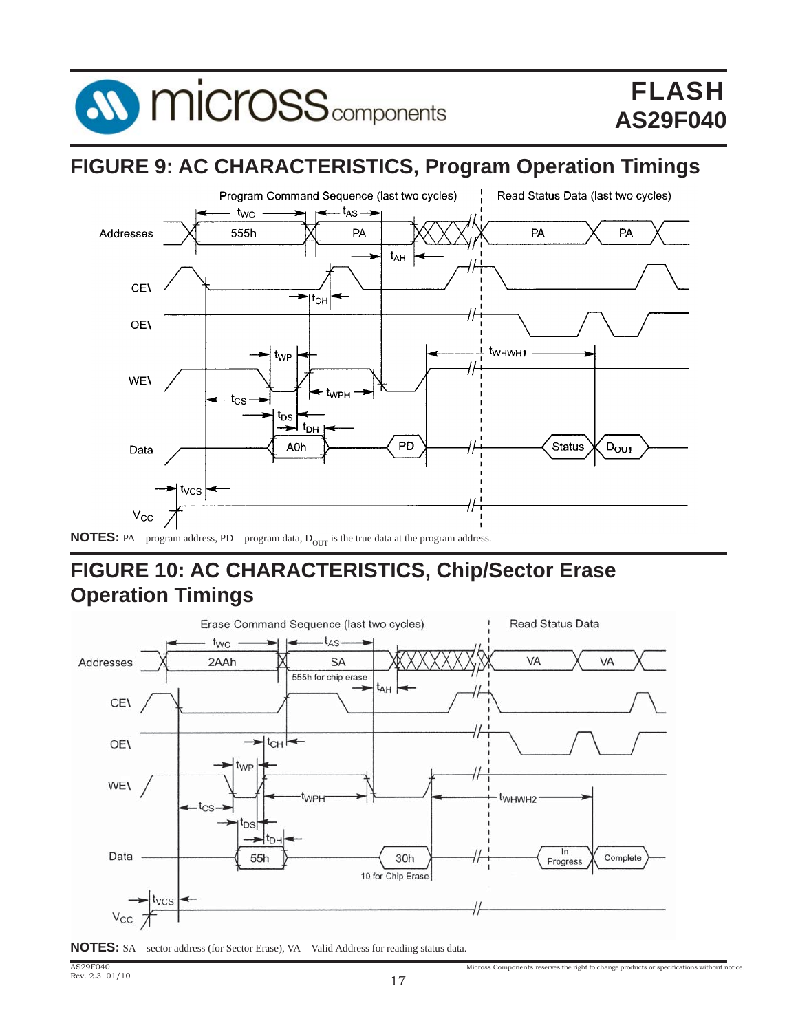## FIGURE 9: AC CHARACTERISTICS, Program Operation Timings

**NOTES:** PA = program address, PD = program data, $D_{OUT}$ is the true data at the program address.

## FIGURE 10: AC CHARACTERISTICS, Chip/Sector Erase Operation Timings

**NOTES:** SA = sector address (for Sector Erase), VA = Valid Address for reading status data.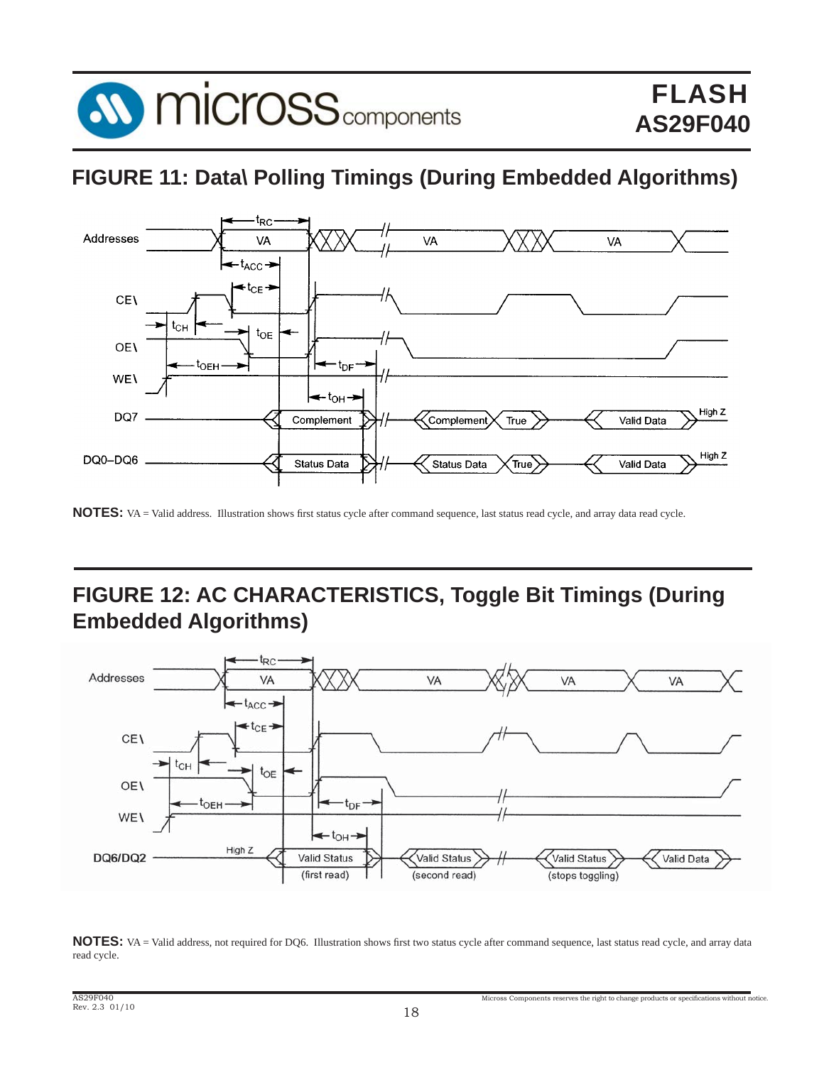## FIGURE 11: Data\ Polling Timings (During Embedded Algorithms)

**NOTES:** VA = Valid address. Illustration shows first status cycle after command sequence, last status read cycle, and array data read cycle.

## FIGURE 12: AC CHARACTERISTICS, Toggle Bit Timings (During Embedded Algorithms)

**NOTES:** VA = Valid address, not required for DQ6. Illustration shows first two status cycle after command sequence, last status read cycle, and array data read cycle.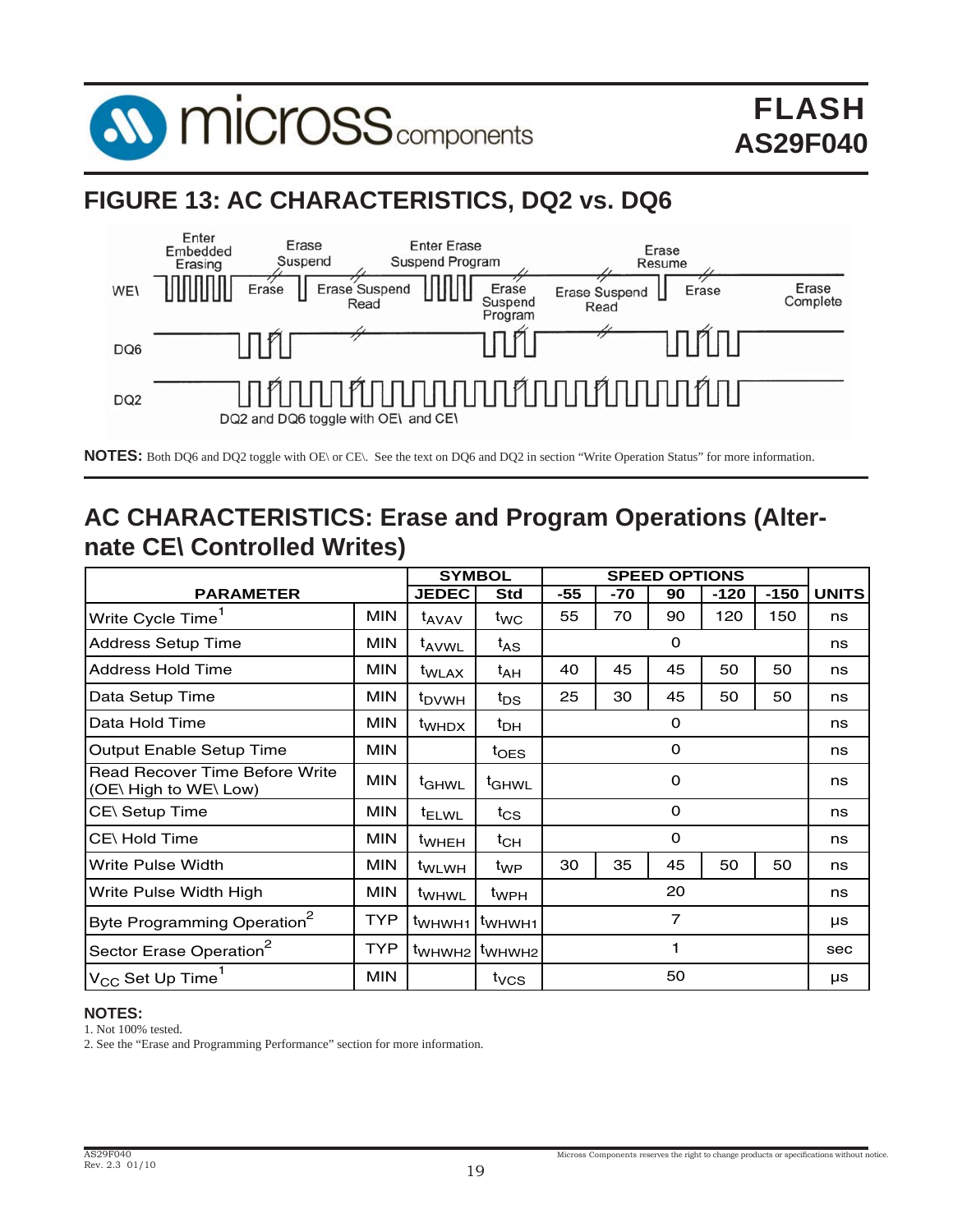## FIGURE 13: AC CHARACTERISTICS, DQ2 vs. DQ6

**NOTES:** Both DQ6 and DQ2 toggle with OE\ or CE\. See the text on DQ6 and DQ2 in section "Write Operation Status" for more information.

## AC CHARACTERISTICS: Erase and Program Operations (Alternate CE\ Controlled Writes)

| PARAMETER | | SYMBOL | | SPEED OPTIONS | | | | | UNITS |
|---|---|---|---|---|---|---|---|---|---|
| | | JEDEC | Std | -55 | -70 | 90 | -120 | -150 | |
| Write Cycle Time[1] | MIN | $t_{AVAV}$ | $t_{WC}$ | 55 | 70 | 90 | 120 | 150 | ns |
| Address Setup Time | MIN | $t_{AVWL}$ | $t_{AS}$ | 0 | | | | | ns |
| Address Hold Time | MIN | $t_{WLAX}$ | $t_{AH}$ | 40 | 45 | 45 | 50 | 50 | ns |
| Data Setup Time | MIN | $t_{DVWH}$ | $t_{DS}$ | 25 | 30 | 45 | 50 | 50 | ns |
| Data Hold Time | MIN | $t_{WHDX}$ | $t_{DH}$ | 0 | | | | | ns |
| Output Enable Setup Time | MIN | | $t_{OES}$ | 0 | | | | | ns |
| Read Recover Time Before Write (OE\ High to WE\ Low) | MIN | $t_{GHWL}$ | $t_{GHWL}$ | 0 | | | | | ns |
| CE\ Setup Time | MIN | $t_{ELWL}$ | $t_{CS}$ | 0 | | | | | ns |
| CE\ Hold Time | MIN | $t_{WHEH}$ | $t_{CH}$ | 0 | | | | | ns |
| Write Pulse Width | MIN | $t_{WLWH}$ | $t_{WP}$ | 30 | 35 | 45 | 50 | 50 | ns |
| Write Pulse Width High | MIN | $t_{WHWL}$ | $t_{WPH}$ | 20 | | | | | ns |
| Byte Programming Operation[2] | TYP | $t_{WHWH1}$ | $t_{WHWH1}$ | 7 | | | | | µs |
| Sector Erase Operation[2] | TYP | $t_{WHWH2}$ | $t_{WHWH2}$ | 1 | | | | | sec |
| $V_{CC}$ Set Up Time[1] | MIN | | $t_{VCS}$ | 50 | | | | | µs |

**NOTES:**

1. Not 100% tested.
2. See the "Erase and Programming Performance" section for more information.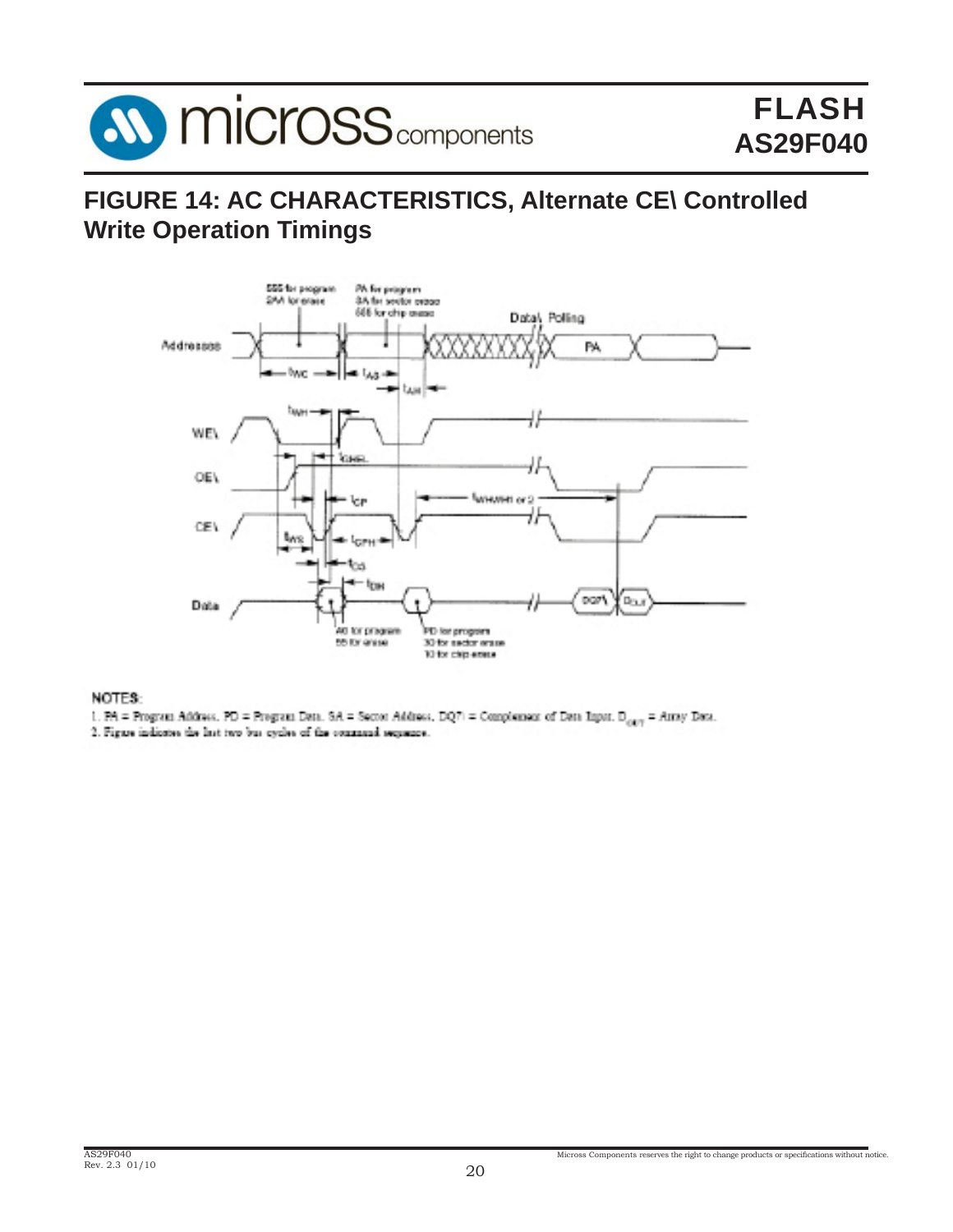## FIGURE 14: AC CHARACTERISTICS, Alternate CE\ Controlled Write Operation Timings

NOTES:

1. PA = Program Address, PD = Program Data, SA = Sector Address, DQ7\ = Complement of Data Input, $D_{OUT}$ = Array Data.
2. Figure indicates the last two bus cycles of the command sequence.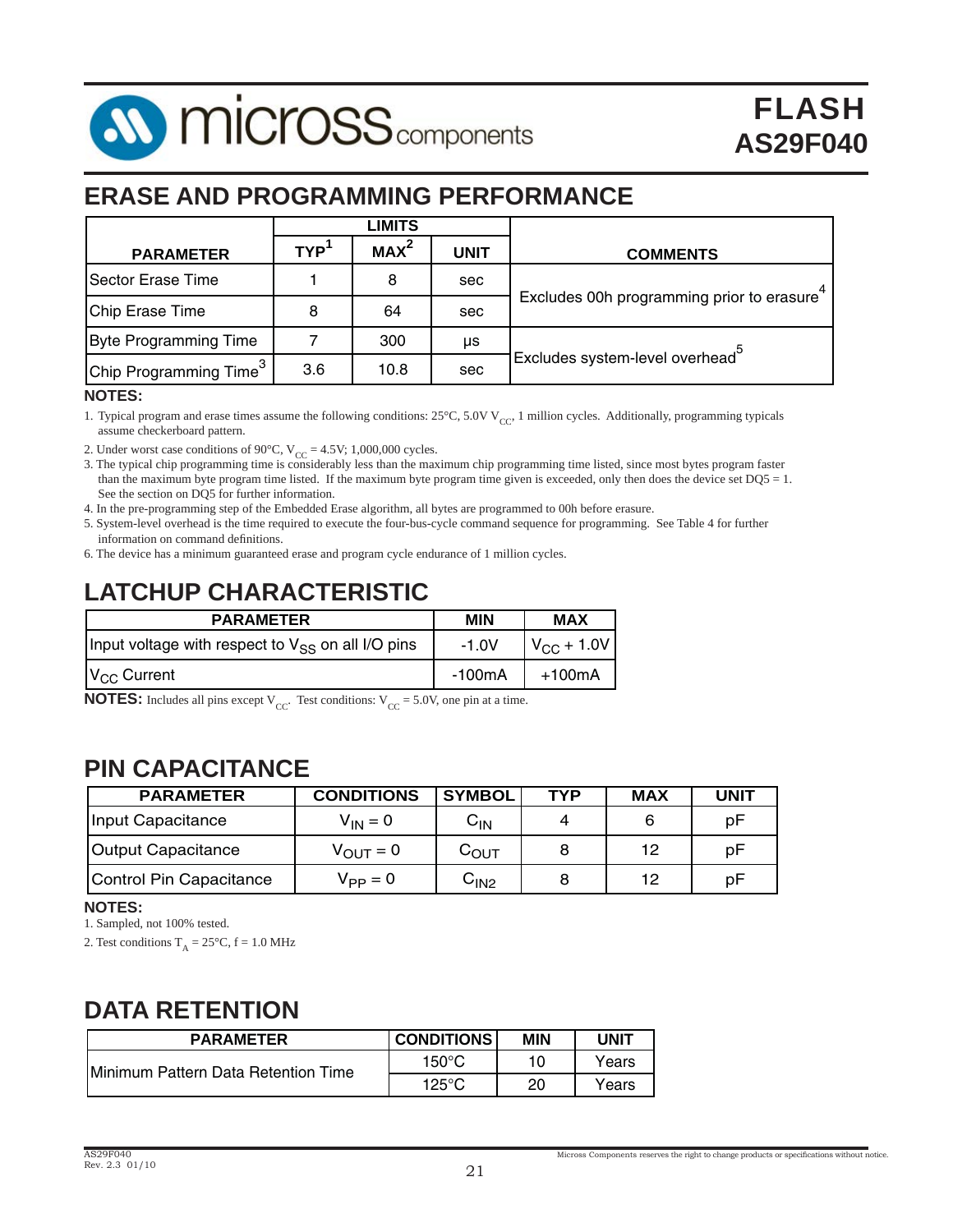## ERASE AND PROGRAMMING PERFORMANCE

| PARAMETER | LIMITS | | | COMMENTS |
|---|---|---|---|---|
| | TYP[1] | MAX[2] | UNIT | |
| Sector Erase Time | 1 | 8 | sec | Excludes 00h programming prior to erasure[4] |
| Chip Erase Time | 8 | 64 | sec | |
| Byte Programming Time | 7 | 300 | μs | Excludes system-level overhead[5] |
| Chip Programming Time[3] | 3.6 | 10.8 | sec | |

**NOTES:**

1. Typical program and erase times assume the following conditions: 25°C, 5.0V $V_{CC}$, 1 million cycles. Additionally, programming typicals assume checkerboard pattern.
2. Under worst case conditions of 90°C, $V_{CC}$ = 4.5V; 1,000,000 cycles.
3. The typical chip programming time is considerably less than the maximum chip programming time listed, since most bytes program faster than the maximum byte program time listed. If the maximum byte program time given is exceeded, only then does the device set DQ5 = 1. See the section on DQ5 for further information.
4. In the pre-programming step of the Embedded Erase algorithm, all bytes are programmed to 00h before erasure.
5. System-level overhead is the time required to execute the four-bus-cycle command sequence for programming. See Table 4 for further information on command definitions.
6. The device has a minimum guaranteed erase and program cycle endurance of 1 million cycles.

## LATCHUP CHARACTERISTIC

| PARAMETER | MIN | MAX |
|---|---|---|
| Input voltage with respect to $V_{SS}$ on all I/O pins | -1.0V | $V_{CC}$ + 1.0V |
| $V_{CC}$ Current | -100mA | +100mA |

**NOTES:** Includes all pins except $V_{CC}$. Test conditions: $V_{CC}$ = 5.0V, one pin at a time.

## PIN CAPACITANCE

| PARAMETER | CONDITIONS | SYMBOL | TYP | MAX | UNIT |
|---|---|---|---|---|---|
| Input Capacitance | $V_{IN} = 0$ | $C_{IN}$ | 4 | 6 | pF |
| Output Capacitance | $V_{OUT} = 0$ | $C_{OUT}$ | 8 | 12 | pF |
| Control Pin Capacitance | $V_{PP} = 0$ | $C_{IN2}$ | 8 | 12 | pF |

**NOTES:**

1. Sampled, not 100% tested.
2. Test conditions $T_A$ = 25°C, f = 1.0 MHz

## DATA RETENTION

| PARAMETER | CONDITIONS | MIN | UNIT |
|---|---|---|---|
| Minimum Pattern Data Retention Time | 150°C | 10 | Years |
| | 125°C | 20 | Years |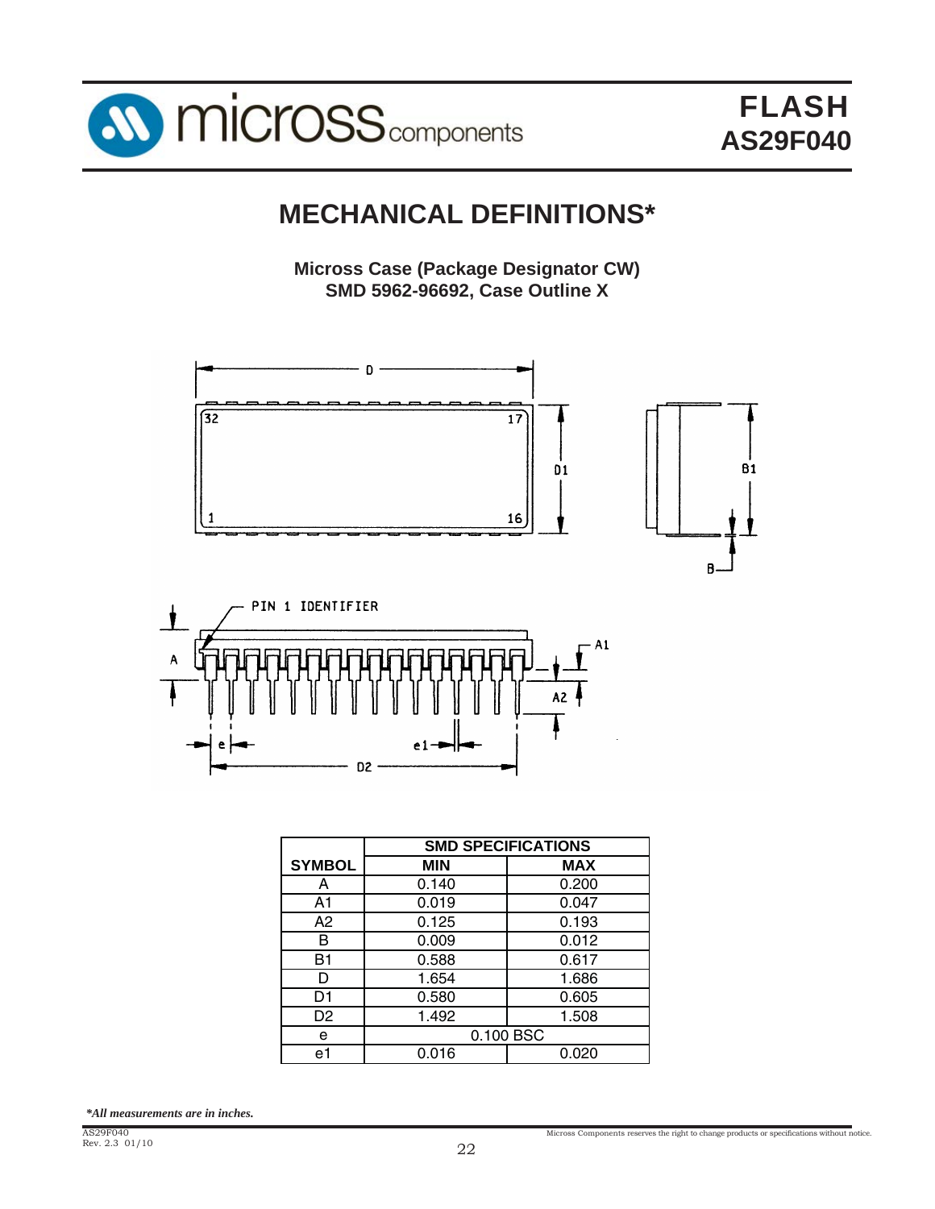# MECHANICAL DEFINITIONS*

**Micross Case (Package Designator CW)**
**SMD 5962-96692, Case Outline X**

| SYMBOL | SMD SPECIFICATIONS | |
|---|---|---|
| | **MIN** | **MAX** |
| A | 0.140 | 0.200 |
| A1 | 0.019 | 0.047 |
| A2 | 0.125 | 0.193 |
| B | 0.009 | 0.012 |
| B1 | 0.588 | 0.617 |
| D | 1.654 | 1.686 |
| D1 | 0.580 | 0.605 |
| D2 | 1.492 | 1.508 |
| e | 0.100 BSC | |
| e1 | 0.016 | 0.020 |

*\*All measurements are in inches.*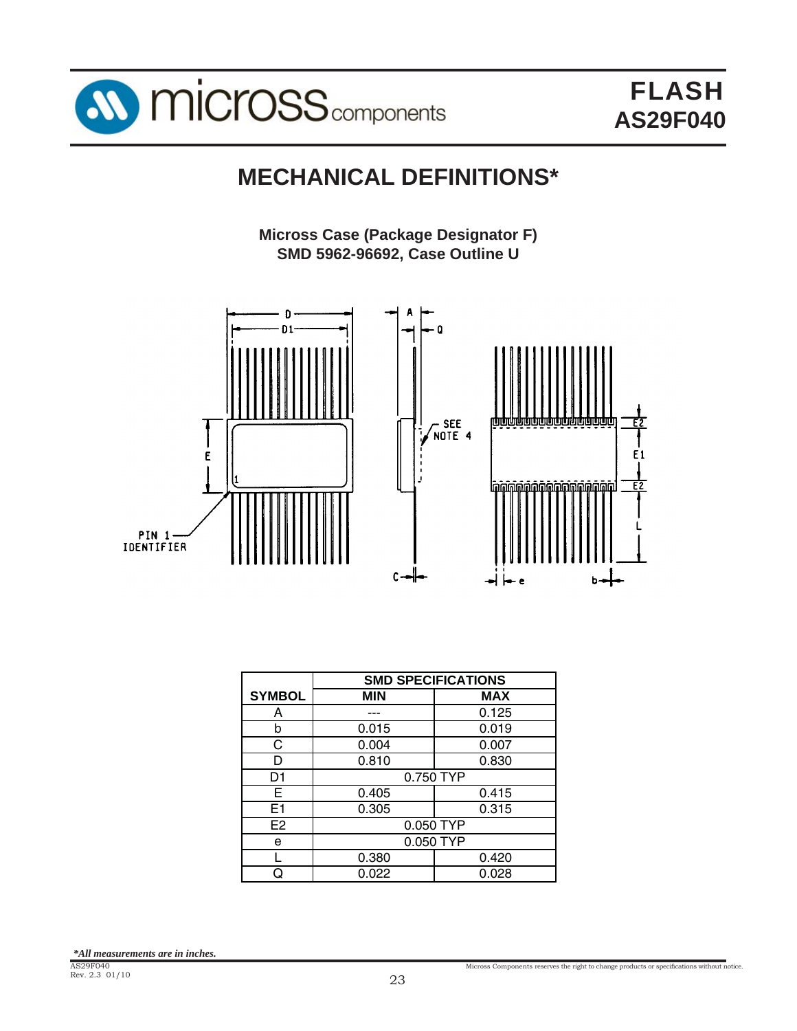# MECHANICAL DEFINITIONS*

**Micross Case (Package Designator F)**
**SMD 5962-96692, Case Outline U**

| SYMBOL | SMD SPECIFICATIONS | |
|---|---|---|
| | MIN | MAX |
| A | --- | 0.125 |
| b | 0.015 | 0.019 |
| C | 0.004 | 0.007 |
| D | 0.810 | 0.830 |
| D1 | 0.750 TYP | |
| E | 0.405 | 0.415 |
| E1 | 0.305 | 0.315 |
| E2 | 0.050 TYP | |
| e | 0.050 TYP | |
| L | 0.380 | 0.420 |
| Q | 0.022 | 0.028 |

*\*All measurements are in inches.*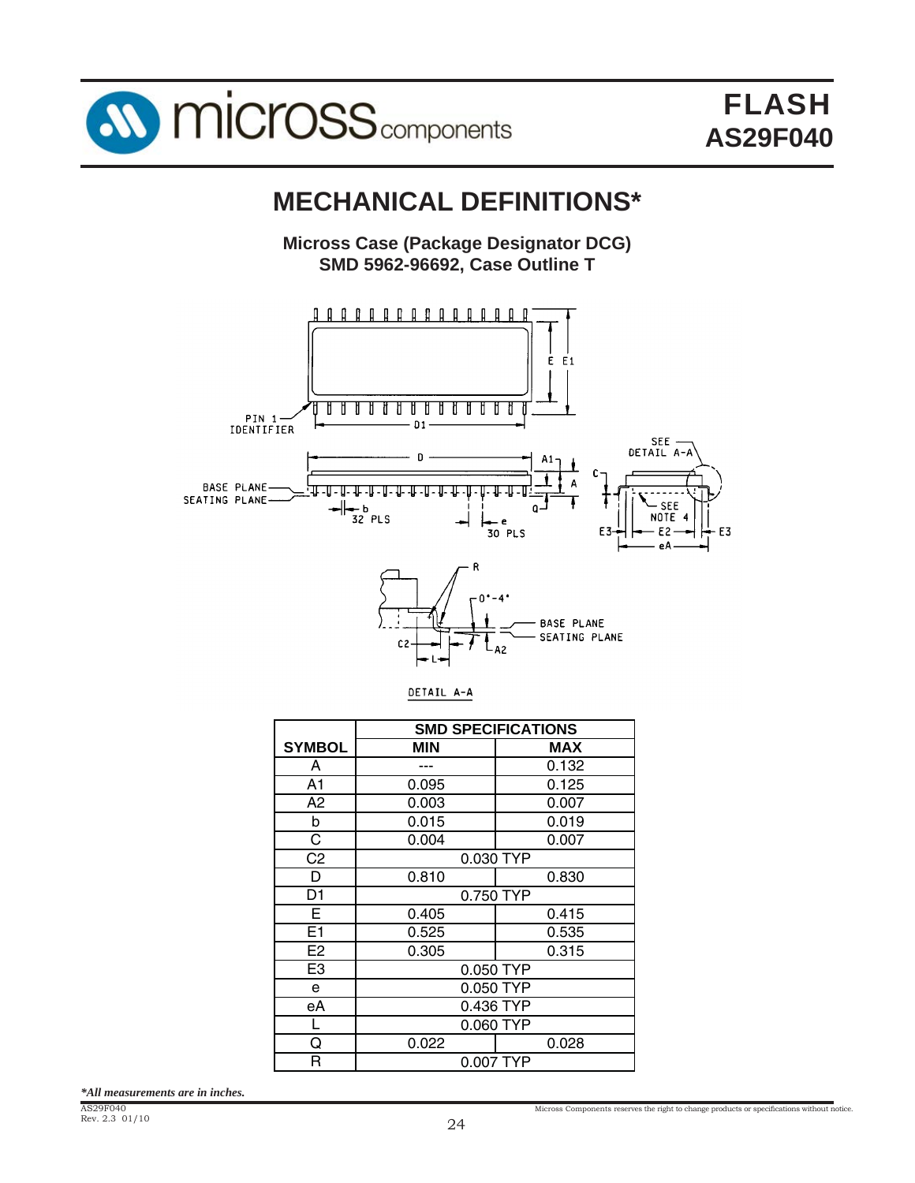# MECHANICAL DEFINITIONS*

**Micross Case (Package Designator DCG)**
**SMD 5962-96692, Case Outline T**

| SYMBOL | SMD SPECIFICATIONS | |
|---|---|---|
| | MIN | MAX |
| A | --- | 0.132 |
| A1 | 0.095 | 0.125 |
| A2 | 0.003 | 0.007 |
| b | 0.015 | 0.019 |
| C | 0.004 | 0.007 |
| C2 | 0.030 TYP | |
| D | 0.810 | 0.830 |
| D1 | 0.750 TYP | |
| E | 0.405 | 0.415 |
| E1 | 0.525 | 0.535 |
| E2 | 0.305 | 0.315 |
| E3 | 0.050 TYP | |
| e | 0.050 TYP | |
| eA | 0.436 TYP | |
| L | 0.060 TYP | |
| Q | 0.022 | 0.028 |
| R | 0.007 TYP | |

****All measurements are in inches.***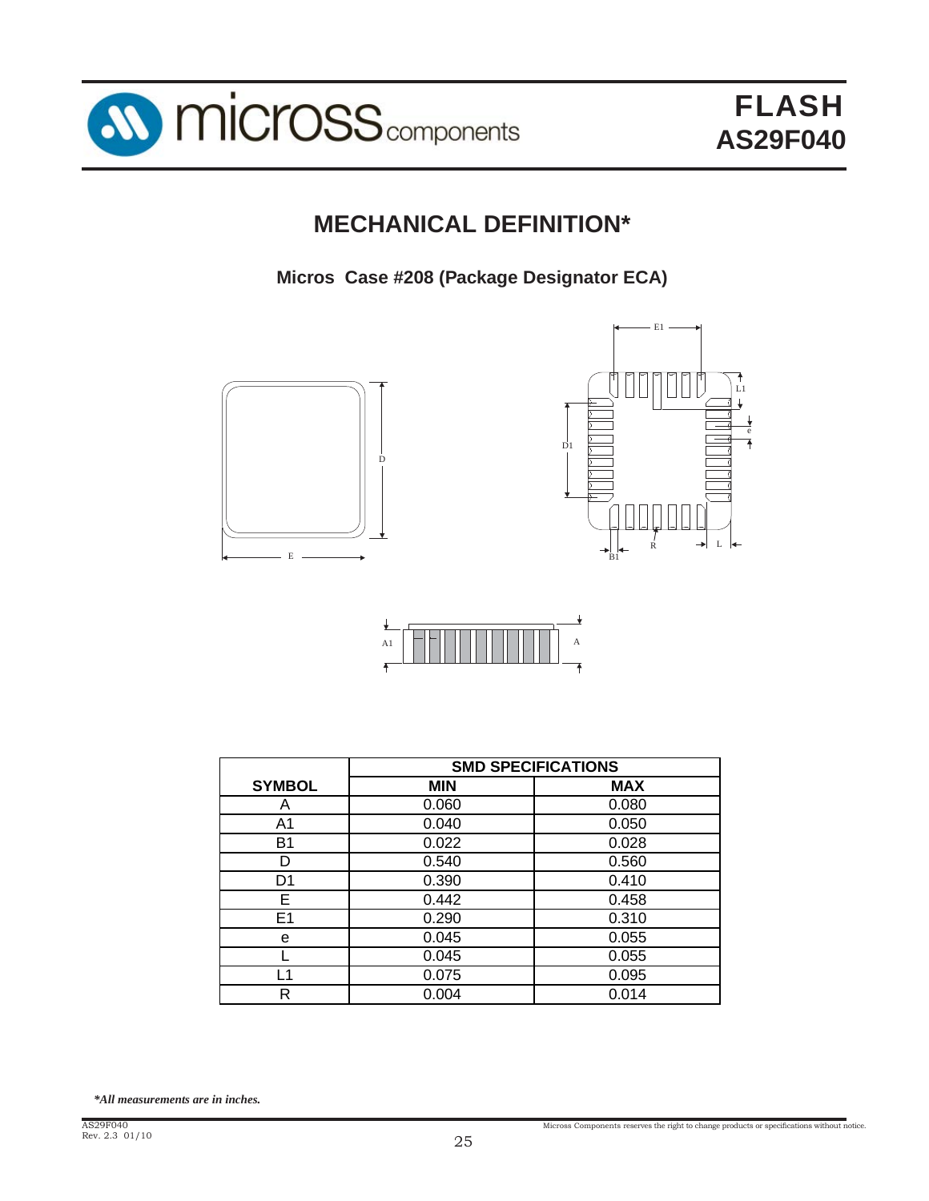# MECHANICAL DEFINITION*

**Micros  Case #208 (Package Designator ECA)**

| SYMBOL | SMD SPECIFICATIONS | |
|---|---|---|
| | MIN | MAX |
| A | 0.060 | 0.080 |
| A1 | 0.040 | 0.050 |
| B1 | 0.022 | 0.028 |
| D | 0.540 | 0.560 |
| D1 | 0.390 | 0.410 |
| E | 0.442 | 0.458 |
| E1 | 0.290 | 0.310 |
| e | 0.045 | 0.055 |
| L | 0.045 | 0.055 |
| L1 | 0.075 | 0.095 |
| R | 0.004 | 0.014 |

***All measurements are in inches.***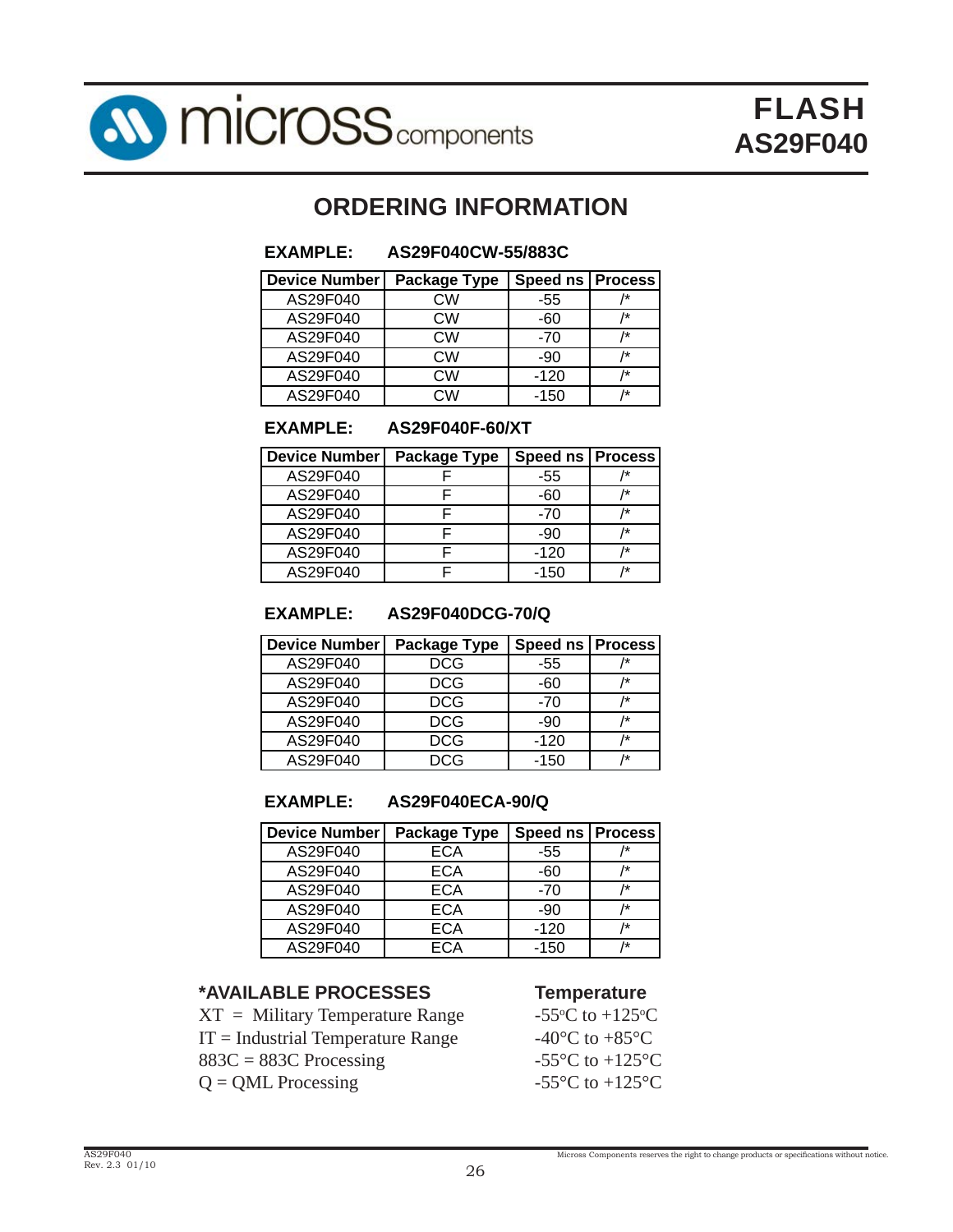## ORDERING INFORMATION

**EXAMPLE: AS29F040CW-55/883C**

| Device Number | Package Type | Speed ns | Process |
|---|---|---|---|
| AS29F040 | CW | -55 | /* |
| AS29F040 | CW | -60 | /* |
| AS29F040 | CW | -70 | /* |
| AS29F040 | CW | -90 | /* |
| AS29F040 | CW | -120 | /* |
| AS29F040 | CW | -150 | /* |

**EXAMPLE: AS29F040F-60/XT**

| Device Number | Package Type | Speed ns | Process |
|---|---|---|---|
| AS29F040 | F | -55 | /* |
| AS29F040 | F | -60 | /* |
| AS29F040 | F | -70 | /* |
| AS29F040 | F | -90 | /* |
| AS29F040 | F | -120 | /* |
| AS29F040 | F | -150 | /* |

**EXAMPLE: AS29F040DCG-70/Q**

| Device Number | Package Type | Speed ns | Process |
|---|---|---|---|
| AS29F040 | DCG | -55 | /* |
| AS29F040 | DCG | -60 | /* |
| AS29F040 | DCG | -70 | /* |
| AS29F040 | DCG | -90 | /* |
| AS29F040 | DCG | -120 | /* |
| AS29F040 | DCG | -150 | /* |

**EXAMPLE: AS29F040ECA-90/Q**

| Device Number | Package Type | Speed ns | Process |
|---|---|---|---|
| AS29F040 | ECA | -55 | /* |
| AS29F040 | ECA | -60 | /* |
| AS29F040 | ECA | -70 | /* |
| AS29F040 | ECA | -90 | /* |
| AS29F040 | ECA | -120 | /* |
| AS29F040 | ECA | -150 | /* |

| *AVAILABLE PROCESSES | Temperature |
|---|---|
| XT = Military Temperature Range | -55°C to +125°C |
| IT = Industrial Temperature Range | -40°C to +85°C |
| 883C = 883C Processing | -55°C to +125°C |
| Q = QML Processing | -55°C to +125°C |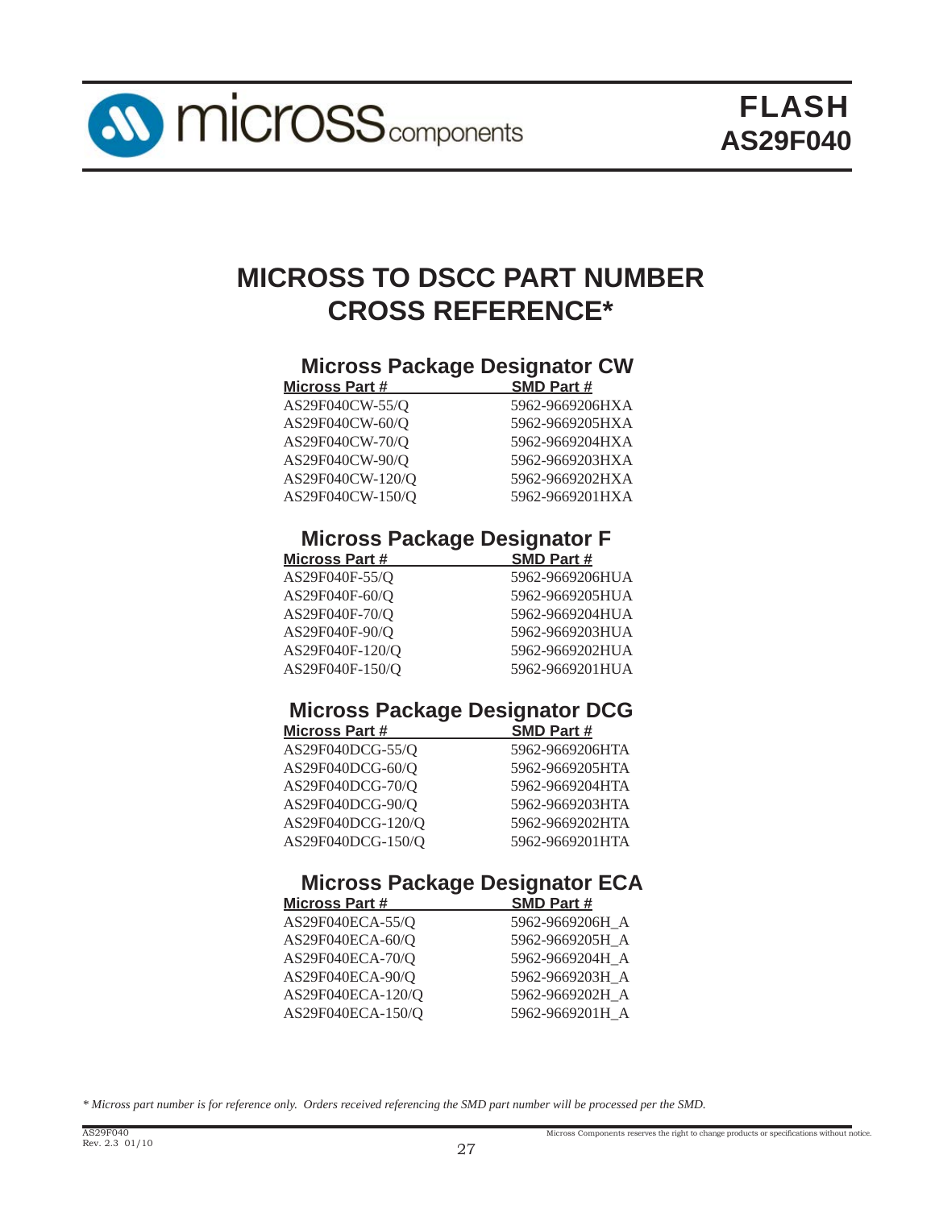# MICROSS TO DSCC PART NUMBER CROSS REFERENCE*

## Micross Package Designator CW

| Micross Part # | SMD Part # |
|---|---|
| AS29F040CW-55/Q | 5962-9669206HXA |
| AS29F040CW-60/Q | 5962-9669205HXA |
| AS29F040CW-70/Q | 5962-9669204HXA |
| AS29F040CW-90/Q | 5962-9669203HXA |
| AS29F040CW-120/Q | 5962-9669202HXA |
| AS29F040CW-150/Q | 5962-9669201HXA |

## Micross Package Designator F

| Micross Part # | SMD Part # |
|---|---|
| AS29F040F-55/Q | 5962-9669206HUA |
| AS29F040F-60/Q | 5962-9669205HUA |
| AS29F040F-70/Q | 5962-9669204HUA |
| AS29F040F-90/Q | 5962-9669203HUA |
| AS29F040F-120/Q | 5962-9669202HUA |
| AS29F040F-150/Q | 5962-9669201HUA |

## Micross Package Designator DCG

| Micross Part # | SMD Part # |
|---|---|
| AS29F040DCG-55/Q | 5962-9669206HTA |
| AS29F040DCG-60/Q | 5962-9669205HTA |
| AS29F040DCG-70/Q | 5962-9669204HTA |
| AS29F040DCG-90/Q | 5962-9669203HTA |
| AS29F040DCG-120/Q | 5962-9669202HTA |
| AS29F040DCG-150/Q | 5962-9669201HTA |

## Micross Package Designator ECA

| Micross Part # | SMD Part # |
|---|---|
| AS29F040ECA-55/Q | 5962-9669206H_A |
| AS29F040ECA-60/Q | 5962-9669205H_A |
| AS29F040ECA-70/Q | 5962-9669204H_A |
| AS29F040ECA-90/Q | 5962-9669203H_A |
| AS29F040ECA-120/Q | 5962-9669202H_A |
| AS29F040ECA-150/Q | 5962-9669201H_A |

*\* Micross part number is for reference only. Orders received referencing the SMD part number will be processed per the SMD.*